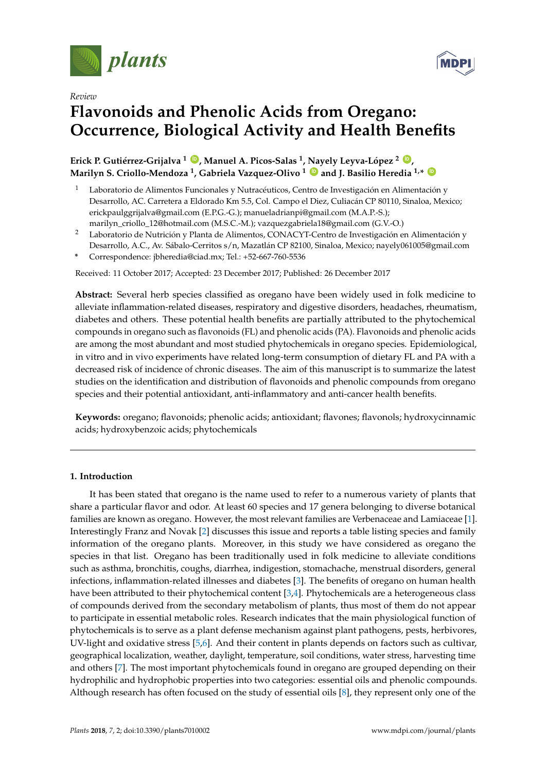*Review*

# Flavonoids and Phenolic Acids from Oregano: Occurrence, Biological Activity and Health Benefits

**Erick P. Gutiérrez-Grijalva [1], Manuel A. Picos-Salas [1], Nayely Leyva-López [2], Marilyn S. Criollo-Mendoza [1], Gabriela Vazquez-Olivo [1] and J. Basilio Heredia [1,*]**

[1] Laboratorio de Alimentos Funcionales y Nutracéuticos, Centro de Investigación en Alimentación y Desarrollo, AC. Carretera a Eldorado Km 5.5, Col. Campo el Diez, Culiacán CP 80110, Sinaloa, Mexico; erickpaulggrijalva@gmail.com (E.P.G.-G.); manueladrianpi@gmail.com (M.A.P.-S.); marilyn_criollo_12@hotmail.com (M.S.C.-M.); vazquezgabriela18@gmail.com (G.V.-O.)

[2] Laboratorio de Nutrición y Planta de Alimentos, CONACYT-Centro de Investigación en Alimentación y Desarrollo, A.C., Av. Sábalo-Cerritos s/n, Mazatlán CP 82100, Sinaloa, Mexico; nayely061005@gmail.com

\* Correspondence: jbheredia@ciad.mx; Tel.: +52-667-760-5536

Received: 11 October 2017; Accepted: 23 December 2017; Published: 26 December 2017

**Abstract:** Several herb species classified as oregano have been widely used in folk medicine to alleviate inflammation-related diseases, respiratory and digestive disorders, headaches, rheumatism, diabetes and others. These potential health benefits are partially attributed to the phytochemical compounds in oregano such as flavonoids (FL) and phenolic acids (PA). Flavonoids and phenolic acids are among the most abundant and most studied phytochemicals in oregano species. Epidemiological, in vitro and in vivo experiments have related long-term consumption of dietary FL and PA with a decreased risk of incidence of chronic diseases. The aim of this manuscript is to summarize the latest studies on the identification and distribution of flavonoids and phenolic compounds from oregano species and their potential antioxidant, anti-inflammatory and anti-cancer health benefits.

**Keywords:** oregano; flavonoids; phenolic acids; antioxidant; flavones; flavonols; hydroxycinnamic acids; hydroxybenzoic acids; phytochemicals

## 1. Introduction

It has been stated that oregano is the name used to refer to a numerous variety of plants that share a particular flavor and odor. At least 60 species and 17 genera belonging to diverse botanical families are known as oregano. However, the most relevant families are Verbenaceae and Lamiaceae [1]. Interestingly Franz and Novak [2] discusses this issue and reports a table listing species and family information of the oregano plants. Moreover, in this study we have considered as oregano the species in that list. Oregano has been traditionally used in folk medicine to alleviate conditions such as asthma, bronchitis, coughs, diarrhea, indigestion, stomachache, menstrual disorders, general infections, inflammation-related illnesses and diabetes [3]. The benefits of oregano on human health have been attributed to their phytochemical content [3,4]. Phytochemicals are a heterogeneous class of compounds derived from the secondary metabolism of plants, thus most of them do not appear to participate in essential metabolic roles. Research indicates that the main physiological function of phytochemicals is to serve as a plant defense mechanism against plant pathogens, pests, herbivores, UV-light and oxidative stress [5,6]. And their content in plants depends on factors such as cultivar, geographical localization, weather, daylight, temperature, soil conditions, water stress, harvesting time and others [7]. The most important phytochemicals found in oregano are grouped depending on their hydrophilic and hydrophobic properties into two categories: essential oils and phenolic compounds. Although research has often focused on the study of essential oils [8], they represent only one of the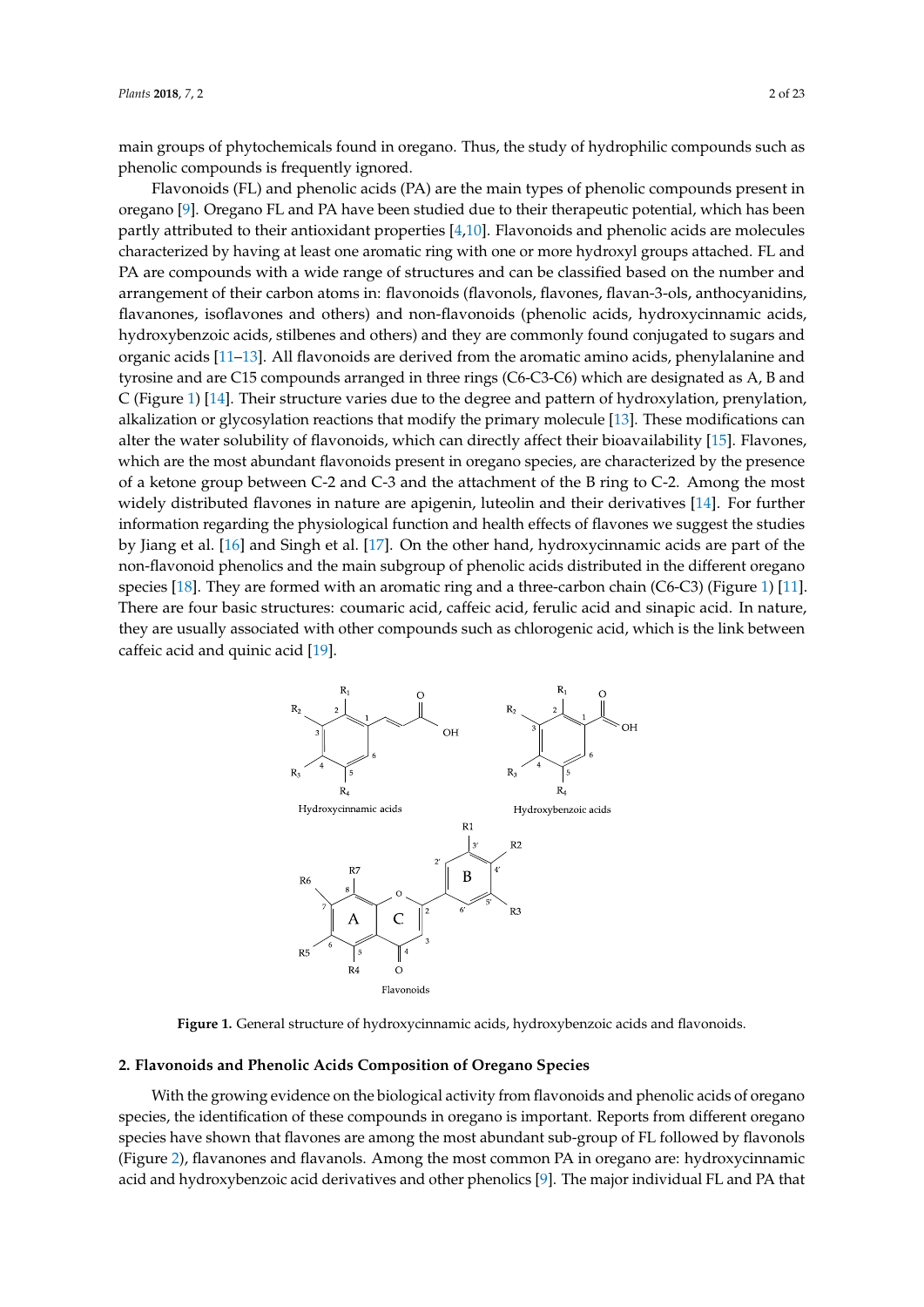main groups of phytochemicals found in oregano. Thus, the study of hydrophilic compounds such as phenolic compounds is frequently ignored.

Flavonoids (FL) and phenolic acids (PA) are the main types of phenolic compounds present in oregano [9]. Oregano FL and PA have been studied due to their therapeutic potential, which has been partly attributed to their antioxidant properties [4,10]. Flavonoids and phenolic acids are molecules characterized by having at least one aromatic ring with one or more hydroxyl groups attached. FL and PA are compounds with a wide range of structures and can be classified based on the number and arrangement of their carbon atoms in: flavonoids (flavonols, flavones, flavan-3-ols, anthocyanidins, flavanones, isoflavones and others) and non-flavonoids (phenolic acids, hydroxycinnamic acids, hydroxybenzoic acids, stilbenes and others) and they are commonly found conjugated to sugars and organic acids [11–13]. All flavonoids are derived from the aromatic amino acids, phenylalanine and tyrosine and are C15 compounds arranged in three rings (C6-C3-C6) which are designated as A, B and C (Figure 1) [14]. Their structure varies due to the degree and pattern of hydroxylation, prenylation, alkalization or glycosylation reactions that modify the primary molecule [13]. These modifications can alter the water solubility of flavonoids, which can directly affect their bioavailability [15]. Flavones, which are the most abundant flavonoids present in oregano species, are characterized by the presence of a ketone group between C-2 and C-3 and the attachment of the B ring to C-2. Among the most widely distributed flavones in nature are apigenin, luteolin and their derivatives [14]. For further information regarding the physiological function and health effects of flavones we suggest the studies by Jiang et al. [16] and Singh et al. [17]. On the other hand, hydroxycinnamic acids are part of the non-flavonoid phenolics and the main subgroup of phenolic acids distributed in the different oregano species [18]. They are formed with an aromatic ring and a three-carbon chain (C6-C3) (Figure 1) [11]. There are four basic structures: coumaric acid, caffeic acid, ferulic acid and sinapic acid. In nature, they are usually associated with other compounds such as chlorogenic acid, which is the link between caffeic acid and quinic acid [19].

**Figure 1.** General structure of hydroxycinnamic acids, hydroxybenzoic acids and flavonoids.

## 2. Flavonoids and Phenolic Acids Composition of Oregano Species

With the growing evidence on the biological activity from flavonoids and phenolic acids of oregano species, the identification of these compounds in oregano is important. Reports from different oregano species have shown that flavones are among the most abundant sub-group of FL followed by flavonols (Figure 2), flavanones and flavanols. Among the most common PA in oregano are: hydroxycinnamic acid and hydroxybenzoic acid derivatives and other phenolics [9]. The major individual FL and PA that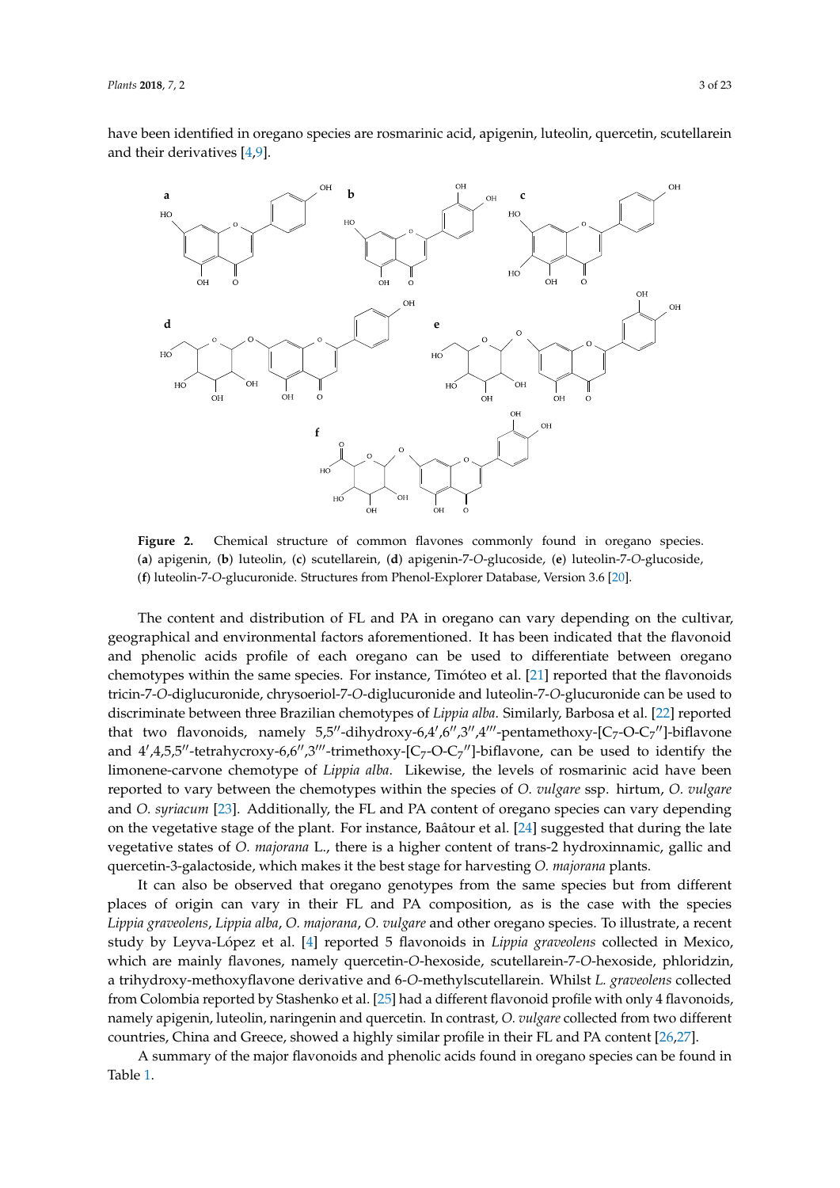have been identified in oregano species are rosmarinic acid, apigenin, luteolin, quercetin, scutellarein and their derivatives [4,9].

**Figure 2.** Chemical structure of common flavones commonly found in oregano species. (**a**) apigenin, (**b**) luteolin, (**c**) scutellarein, (**d**) apigenin-7-*O*-glucoside, (**e**) luteolin-7-*O*-glucoside, (**f**) luteolin-7-*O*-glucuronide. Structures from Phenol-Explorer Database, Version 3.6 [20].

The content and distribution of FL and PA in oregano can vary depending on the cultivar, geographical and environmental factors aforementioned. It has been indicated that the flavonoid and phenolic acids profile of each oregano can be used to differentiate between oregano chemotypes within the same species. For instance, Timóteo et al. [21] reported that the flavonoids tricin-7-*O*-diglucuronide, chrysoeriol-7-*O*-diglucuronide and luteolin-7-*O*-glucuronide can be used to discriminate between three Brazilian chemotypes of *Lippia alba*. Similarly, Barbosa et al. [22] reported that two flavonoids, namely 5,5′′-dihydroxy-6,4′,6′′,3′′,4′′′-pentamethoxy-[$C_7$-O-$C_7$′′]-biflavone and 4′,4,5,5′′-tetrahycroxy-6,6′′,3′′′-trimethoxy-[$C_7$-O-$C_7$′′]-biflavone, can be used to identify the limonene-carvone chemotype of *Lippia alba*. Likewise, the levels of rosmarinic acid have been reported to vary between the chemotypes within the species of *O. vulgare* ssp. hirtum, *O. vulgare* and *O. syriacum* [23]. Additionally, the FL and PA content of oregano species can vary depending on the vegetative stage of the plant. For instance, Baâtour et al. [24] suggested that during the late vegetative states of *O. majorana* L., there is a higher content of trans-2 hydroxinnamic, gallic and quercetin-3-galactoside, which makes it the best stage for harvesting *O. majorana* plants.

It can also be observed that oregano genotypes from the same species but from different places of origin can vary in their FL and PA composition, as is the case with the species *Lippia graveolens*, *Lippia alba*, *O. majorana*, *O. vulgare* and other oregano species. To illustrate, a recent study by Leyva-López et al. [4] reported 5 flavonoids in *Lippia graveolens* collected in Mexico, which are mainly flavones, namely quercetin-*O*-hexoside, scutellarein-7-*O*-hexoside, phloridzin, a trihydroxy-methoxyflavone derivative and 6-*O*-methylscutellarein. Whilst *L. graveolens* collected from Colombia reported by Stashenko et al. [25] had a different flavonoid profile with only 4 flavonoids, namely apigenin, luteolin, naringenin and quercetin. In contrast, *O. vulgare* collected from two different countries, China and Greece, showed a highly similar profile in their FL and PA content [26,27].

A summary of the major flavonoids and phenolic acids found in oregano species can be found in Table 1.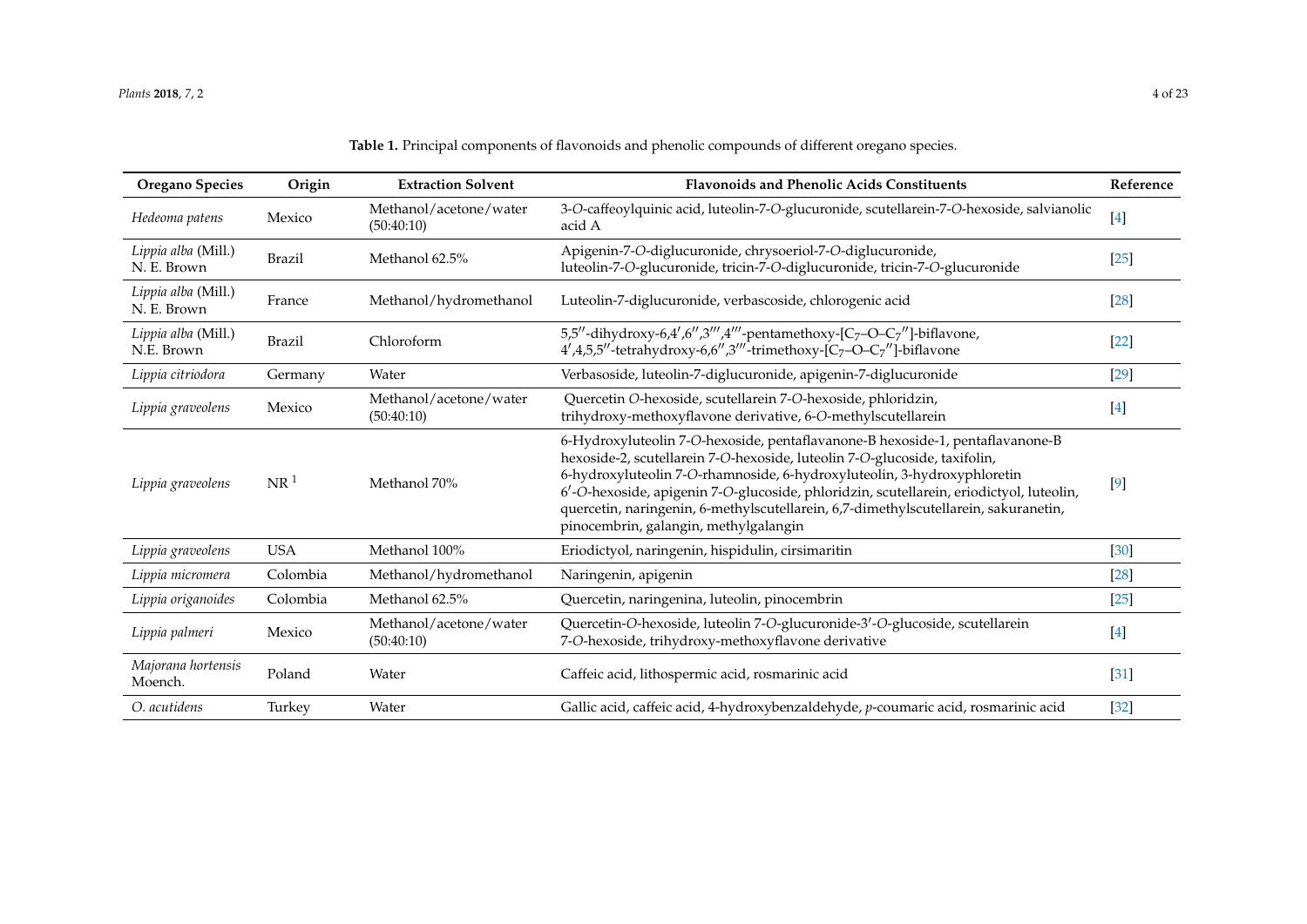**Table 1.** Principal components of flavonoids and phenolic compounds of different oregano species.

| Oregano Species | Origin | Extraction Solvent | Flavonoids and Phenolic Acids Constituents | Reference |
|---|---|---|---|---|
| *Hedeoma patens* | Mexico | Methanol/acetone/water (50:40:10) | 3-*O*-caffeoylquinic acid, luteolin-7-*O*-glucuronide, scutellarein-7-*O*-hexoside, salvianolic acid A | [4] |
| *Lippia alba* (Mill.) N. E. Brown | Brazil | Methanol 62.5% | Apigenin-7-*O*-diglucuronide, chrysoeriol-7-*O*-diglucuronide, luteolin-7-*O*-glucuronide, tricin-7-*O*-diglucuronide, tricin-7-*O*-glucuronide | [25] |
| *Lippia alba* (Mill.) N. E. Brown | France | Methanol/hydromethanol | Luteolin-7-diglucuronide, verbascoside, chlorogenic acid | [28] |
| *Lippia alba* (Mill.) N.E. Brown | Brazil | Chloroform | 5,5′′-dihydroxy-6,4′,6′′,3′′′,4′′′-pentamethoxy-[$C_7$–O–$C_7$′′]-biflavone, 4′,4,5,5′′-tetrahydroxy-6,6′′,3′′′-trimethoxy-[$C_7$–O–$C_7$′′]-biflavone | [22] |
| *Lippia citriodora* | Germany | Water | Verbasoside, luteolin-7-diglucuronide, apigenin-7-diglucuronide | [29] |
| *Lippia graveolens* | Mexico | Methanol/acetone/water (50:40:10) | Quercetin *O*-hexoside, scutellarein 7-*O*-hexoside, phloridzin, trihydroxy-methoxyflavone derivative, 6-*O*-methylscutellarein | [4] |
| *Lippia graveolens* | NR [1] | Methanol 70% | 6-Hydroxyluteolin 7-*O*-hexoside, pentaflavanone-B hexoside-1, pentaflavanone-B hexoside-2, scutellarein 7-*O*-hexoside, luteolin 7-*O*-glucoside, taxifolin, 6-hydroxyluteolin 7-*O*-rhamnoside, 6-hydroxyluteolin, 3-hydroxyphloretin 6′-*O*-hexoside, apigenin 7-*O*-glucoside, phloridzin, scutellarein, eriodictyol, luteolin, quercetin, naringenin, 6-methylscutellarein, 6,7-dimethylscutellarein, sakuranetin, pinocembrin, galangin, methylgalangin | [9] |
| *Lippia graveolens* | USA | Methanol 100% | Eriodictyol, naringenin, hispidulin, cirsimaritin | [30] |
| *Lippia micromera* | Colombia | Methanol/hydromethanol | Naringenin, apigenin | [28] |
| *Lippia origanoides* | Colombia | Methanol 62.5% | Quercetin, naringenina, luteolin, pinocembrin | [25] |
| *Lippia palmeri* | Mexico | Methanol/acetone/water (50:40:10) | Quercetin-*O*-hexoside, luteolin 7-*O*-glucuronide-3′-*O*-glucoside, scutellarein 7-*O*-hexoside, trihydroxy-methoxyflavone derivative | [4] |
| *Majorana hortensis* Moench. | Poland | Water | Caffeic acid, lithospermic acid, rosmarinic acid | [31] |
| *O. acutidens* | Turkey | Water | Gallic acid, caffeic acid, 4-hydroxybenzaldehyde, *p*-coumaric acid, rosmarinic acid | [32] |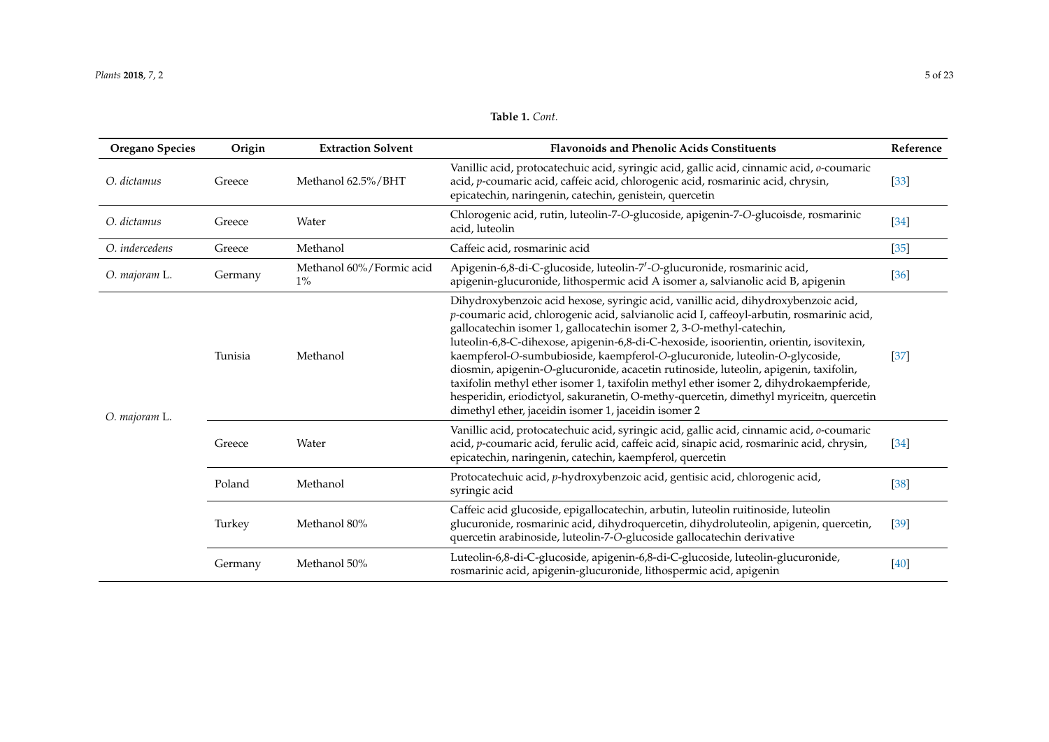**Table 1.** *Cont.*

| Oregano Species | Origin | Extraction Solvent | Flavonoids and Phenolic Acids Constituents | Reference |
| --- | --- | --- | --- | --- |
| *O. dictamus* | Greece | Methanol 62.5%/BHT | Vanillic acid, protocatechuic acid, syringic acid, gallic acid, cinnamic acid, *o*-coumaric acid, *p*-coumaric acid, caffeic acid, chlorogenic acid, rosmarinic acid, chrysin, epicatechin, naringenin, catechin, genistein, quercetin | [33] |
| *O. dictamus* | Greece | Water | Chlorogenic acid, rutin, luteolin-7-*O*-glucoside, apigenin-7-*O*-glucoisde, rosmarinic acid, luteolin | [34] |
| *O. indercedens* | Greece | Methanol | Caffeic acid, rosmarinic acid | [35] |
| *O. majoram* L. | Germany | Methanol 60%/Formic acid 1% | Apigenin-6,8-di-C-glucoside, luteolin-7′-*O*-glucuronide, rosmarinic acid, apigenin-glucuronide, lithospermic acid A isomer a, salvianolic acid B, apigenin | [36] |
| *O. majoram* L. | Tunisia | Methanol | Dihydroxybenzoic acid hexose, syringic acid, vanillic acid, dihydroxybenzoic acid, *p*-coumaric acid, chlorogenic acid, salvianolic acid I, caffeoyl-arbutin, rosmarinic acid, gallocatechin isomer 1, gallocatechin isomer 2, 3-*O*-methyl-catechin, luteolin-6,8-C-dihexose, apigenin-6,8-di-C-hexoside, isoorientin, orientin, isovitexin, kaempferol-*O*-sumbubioside, kaempferol-*O*-glucuronide, luteolin-*O*-glycoside, diosmin, apigenin-*O*-glucuronide, acacetin rutinoside, luteolin, apigenin, taxifolin, taxifolin methyl ether isomer 1, taxifolin methyl ether isomer 2, dihydrokaempferide, hesperidin, eriodictyol, sakuranetin, O-methy-quercetin, dimethyl myriceitn, quercetin dimethyl ether, jaceidin isomer 1, jaceidin isomer 2 | [37] |
| | Greece | Water | Vanillic acid, protocatechuic acid, syringic acid, gallic acid, cinnamic acid, *o*-coumaric acid, *p*-coumaric acid, ferulic acid, caffeic acid, sinapic acid, rosmarinic acid, chrysin, epicatechin, naringenin, catechin, kaempferol, quercetin | [34] |
| | Poland | Methanol | Protocatechuic acid, *p*-hydroxybenzoic acid, gentisic acid, chlorogenic acid, syringic acid | [38] |
| | Turkey | Methanol 80% | Caffeic acid glucoside, epigallocatechin, arbutin, luteolin ruitinoside, luteolin glucuronide, rosmarinic acid, dihydroquercetin, dihydroluteolin, apigenin, quercetin, quercetin arabinoside, luteolin-7-*O*-glucoside gallocatechin derivative | [39] |
| | Germany | Methanol 50% | Luteolin-6,8-di-C-glucoside, apigenin-6,8-di-C-glucoside, luteolin-glucuronide, rosmarinic acid, apigenin-glucuronide, lithospermic acid, apigenin | [40] |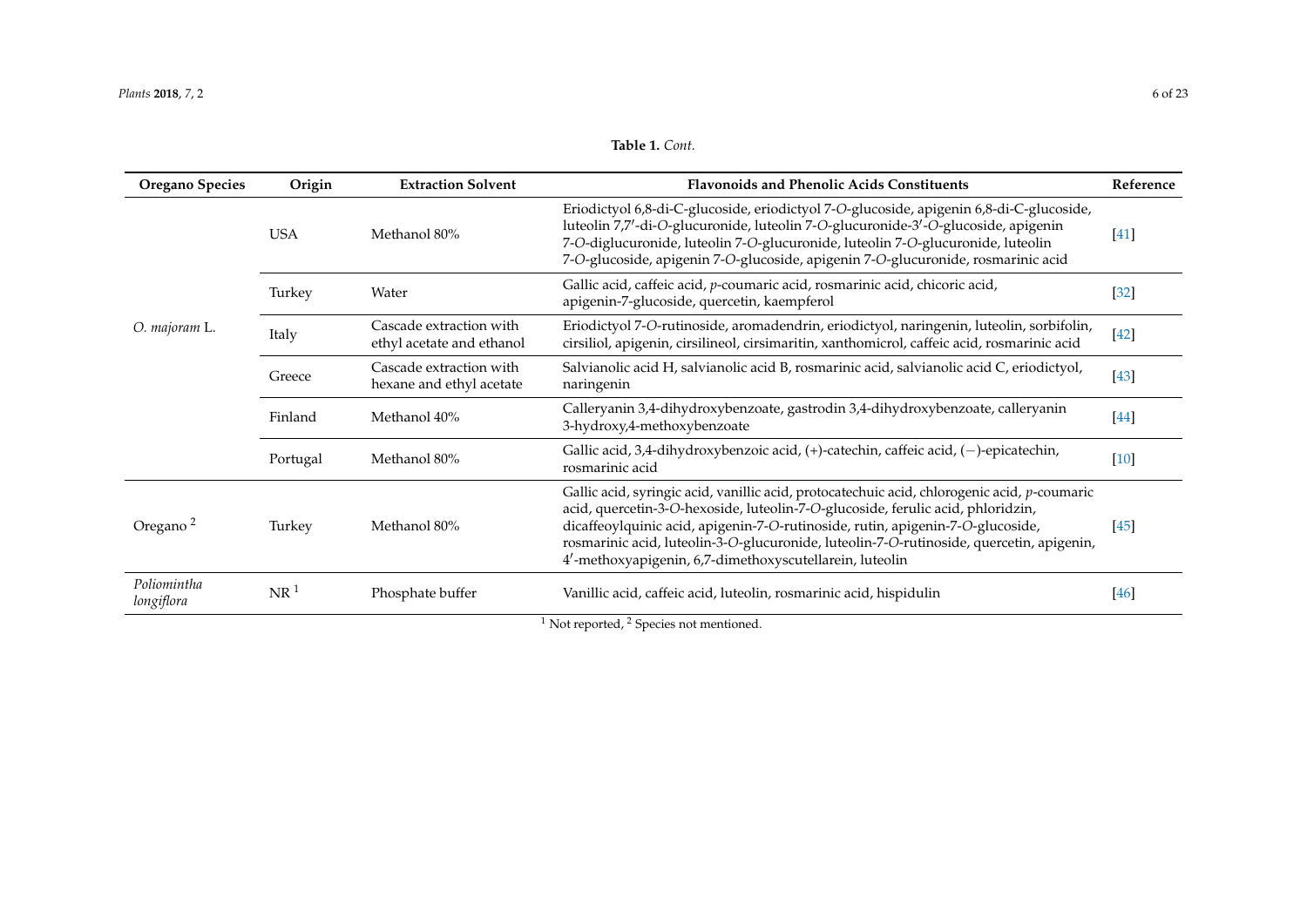**Table 1.** *Cont.*

| Oregano Species | Origin | Extraction Solvent | Flavonoids and Phenolic Acids Constituents | Reference |
|---|---|---|---|---|
| *O. majoram* L. | USA | Methanol 80% | Eriodictyol 6,8-di-C-glucoside, eriodictyol 7-*O*-glucoside, apigenin 6,8-di-C-glucoside, luteolin 7,7′-di-*O*-glucuronide, luteolin 7-*O*-glucuronide-3′-*O*-glucoside, apigenin 7-*O*-diglucuronide, luteolin 7-*O*-glucuronide, luteolin 7-*O*-glucuronide, luteolin 7-*O*-glucoside, apigenin 7-*O*-glucoside, apigenin 7-*O*-glucuronide, rosmarinic acid | [41] |
| | Turkey | Water | Gallic acid, caffeic acid, *p*-coumaric acid, rosmarinic acid, chicoric acid, apigenin-7-glucoside, quercetin, kaempferol | [32] |
| | Italy | Cascade extraction with ethyl acetate and ethanol | Eriodictyol 7-*O*-rutinoside, aromadendrin, eriodictyol, naringenin, luteolin, sorbifolin, cirsiliol, apigenin, cirsilineol, cirsimaritin, xanthomicrol, caffeic acid, rosmarinic acid | [42] |
| | Greece | Cascade extraction with hexane and ethyl acetate | Salvianolic acid H, salvianolic acid B, rosmarinic acid, salvianolic acid C, eriodictyol, naringenin | [43] |
| | Finland | Methanol 40% | Calleryanin 3,4-dihydroxybenzoate, gastrodin 3,4-dihydroxybenzoate, calleryanin 3-hydroxy,4-methoxybenzoate | [44] |
| | Portugal | Methanol 80% | Gallic acid, 3,4-dihydroxybenzoic acid, (+)-catechin, caffeic acid, (−)-epicatechin, rosmarinic acid | [10] |
| Oregano [2] | Turkey | Methanol 80% | Gallic acid, syringic acid, vanillic acid, protocatechuic acid, chlorogenic acid, *p*-coumaric acid, quercetin-3-*O*-hexoside, luteolin-7-*O*-glucoside, ferulic acid, phloridzin, dicaffeoylquinic acid, apigenin-7-*O*-rutinoside, rutin, apigenin-7-*O*-glucoside, rosmarinic acid, luteolin-3-*O*-glucuronide, luteolin-7-*O*-rutinoside, quercetin, apigenin, 4′-methoxyapigenin, 6,7-dimethoxyscutellarein, luteolin | [45] |
| *Poliomintha longiflora* | NR [1] | Phosphate buffer | Vanillic acid, caffeic acid, luteolin, rosmarinic acid, hispidulin | [46] |

[1] Not reported, [2] Species not mentioned.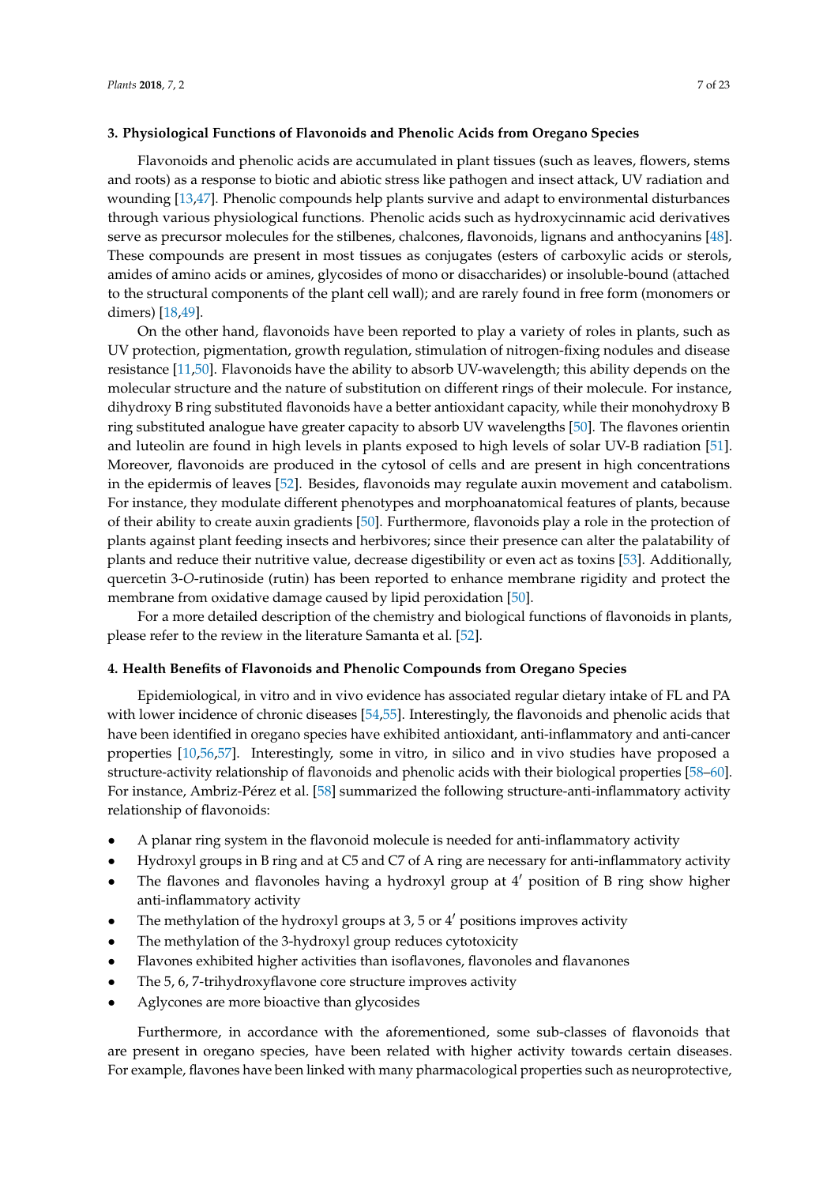## 3. Physiological Functions of Flavonoids and Phenolic Acids from Oregano Species

Flavonoids and phenolic acids are accumulated in plant tissues (such as leaves, flowers, stems and roots) as a response to biotic and abiotic stress like pathogen and insect attack, UV radiation and wounding [13,47]. Phenolic compounds help plants survive and adapt to environmental disturbances through various physiological functions. Phenolic acids such as hydroxycinnamic acid derivatives serve as precursor molecules for the stilbenes, chalcones, flavonoids, lignans and anthocyanins [48]. These compounds are present in most tissues as conjugates (esters of carboxylic acids or sterols, amides of amino acids or amines, glycosides of mono or disaccharides) or insoluble-bound (attached to the structural components of the plant cell wall); and are rarely found in free form (monomers or dimers) [18,49].

On the other hand, flavonoids have been reported to play a variety of roles in plants, such as UV protection, pigmentation, growth regulation, stimulation of nitrogen-fixing nodules and disease resistance [11,50]. Flavonoids have the ability to absorb UV-wavelength; this ability depends on the molecular structure and the nature of substitution on different rings of their molecule. For instance, dihydroxy B ring substituted flavonoids have a better antioxidant capacity, while their monohydroxy B ring substituted analogue have greater capacity to absorb UV wavelengths [50]. The flavones orientin and luteolin are found in high levels in plants exposed to high levels of solar UV-B radiation [51]. Moreover, flavonoids are produced in the cytosol of cells and are present in high concentrations in the epidermis of leaves [52]. Besides, flavonoids may regulate auxin movement and catabolism. For instance, they modulate different phenotypes and morphoanatomical features of plants, because of their ability to create auxin gradients [50]. Furthermore, flavonoids play a role in the protection of plants against plant feeding insects and herbivores; since their presence can alter the palatability of plants and reduce their nutritive value, decrease digestibility or even act as toxins [53]. Additionally, quercetin 3-*O*-rutinoside (rutin) has been reported to enhance membrane rigidity and protect the membrane from oxidative damage caused by lipid peroxidation [50].

For a more detailed description of the chemistry and biological functions of flavonoids in plants, please refer to the review in the literature Samanta et al. [52].

## 4. Health Benefits of Flavonoids and Phenolic Compounds from Oregano Species

Epidemiological, in vitro and in vivo evidence has associated regular dietary intake of FL and PA with lower incidence of chronic diseases [54,55]. Interestingly, the flavonoids and phenolic acids that have been identified in oregano species have exhibited antioxidant, anti-inflammatory and anti-cancer properties [10,56,57]. Interestingly, some in vitro, in silico and in vivo studies have proposed a structure-activity relationship of flavonoids and phenolic acids with their biological properties [58–60]. For instance, Ambriz-Pérez et al. [58] summarized the following structure-anti-inflammatory activity relationship of flavonoids:

- A planar ring system in the flavonoid molecule is needed for anti-inflammatory activity
- Hydroxyl groups in B ring and at C5 and C7 of A ring are necessary for anti-inflammatory activity
- The flavones and flavonoles having a hydroxyl group at 4′ position of B ring show higher anti-inflammatory activity
- The methylation of the hydroxyl groups at 3, 5 or 4′ positions improves activity
- The methylation of the 3-hydroxyl group reduces cytotoxicity
- Flavones exhibited higher activities than isoflavones, flavonoles and flavanones
- The 5, 6, 7-trihydroxyflavone core structure improves activity
- Aglycones are more bioactive than glycosides

Furthermore, in accordance with the aforementioned, some sub-classes of flavonoids that are present in oregano species, have been related with higher activity towards certain diseases. For example, flavones have been linked with many pharmacological properties such as neuroprotective,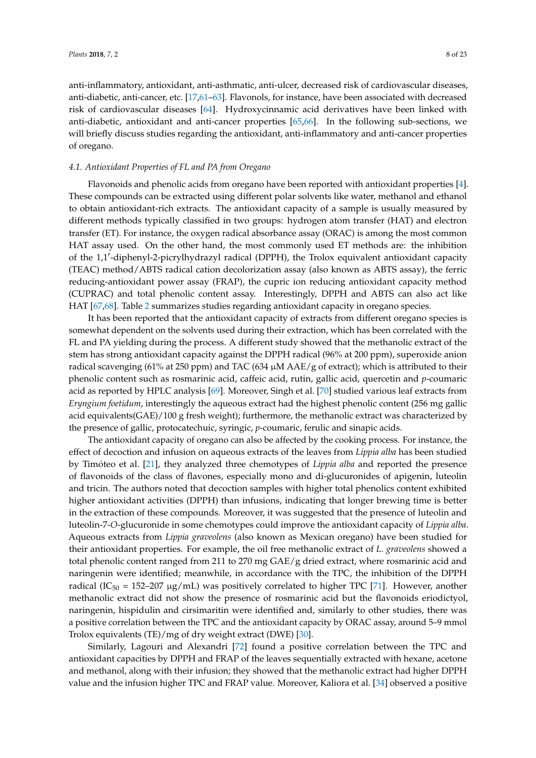anti-inflammatory, antioxidant, anti-asthmatic, anti-ulcer, decreased risk of cardiovascular diseases, anti-diabetic, anti-cancer, etc. [17,61–63]. Flavonols, for instance, have been associated with decreased risk of cardiovascular diseases [64]. Hydroxycinnamic acid derivatives have been linked with anti-diabetic, antioxidant and anti-cancer properties [65,66]. In the following sub-sections, we will briefly discuss studies regarding the antioxidant, anti-inflammatory and anti-cancer properties of oregano.

### 4.1. Antioxidant Properties of FL and PA from Oregano

Flavonoids and phenolic acids from oregano have been reported with antioxidant properties [4]. These compounds can be extracted using different polar solvents like water, methanol and ethanol to obtain antioxidant-rich extracts. The antioxidant capacity of a sample is usually measured by different methods typically classified in two groups: hydrogen atom transfer (HAT) and electron transfer (ET). For instance, the oxygen radical absorbance assay (ORAC) is among the most common HAT assay used. On the other hand, the most commonly used ET methods are: the inhibition of the 1,1′-diphenyl-2-picrylhydrazyl radical (DPPH), the Trolox equivalent antioxidant capacity (TEAC) method/ABTS radical cation decolorization assay (also known as ABTS assay), the ferric reducing-antioxidant power assay (FRAP), the cupric ion reducing antioxidant capacity method (CUPRAC) and total phenolic content assay. Interestingly, DPPH and ABTS can also act like HAT [67,68]. Table 2 summarizes studies regarding antioxidant capacity in oregano species.

It has been reported that the antioxidant capacity of extracts from different oregano species is somewhat dependent on the solvents used during their extraction, which has been correlated with the FL and PA yielding during the process. A different study showed that the methanolic extract of the stem has strong antioxidant capacity against the DPPH radical (96% at 200 ppm), superoxide anion radical scavenging (61% at 250 ppm) and TAC (634 μM AAE/g of extract); which is attributed to their phenolic content such as rosmarinic acid, caffeic acid, rutin, gallic acid, quercetin and *p*-coumaric acid as reported by HPLC analysis [69]. Moreover, Singh et al. [70] studied various leaf extracts from *Eryngium foetidum*, interestingly the aqueous extract had the highest phenolic content (256 mg gallic acid equivalents(GAE)/100 g fresh weight); furthermore, the methanolic extract was characterized by the presence of gallic, protocatechuic, syringic, *p*-coumaric, ferulic and sinapic acids.

The antioxidant capacity of oregano can also be affected by the cooking process. For instance, the effect of decoction and infusion on aqueous extracts of the leaves from *Lippia alba* has been studied by Timóteo et al. [21], they analyzed three chemotypes of *Lippia alba* and reported the presence of flavonoids of the class of flavones, especially mono and di-glucuronides of apigenin, luteolin and tricin. The authors noted that decoction samples with higher total phenolics content exhibited higher antioxidant activities (DPPH) than infusions, indicating that longer brewing time is better in the extraction of these compounds. Moreover, it was suggested that the presence of luteolin and luteolin-7-*O*-glucuronide in some chemotypes could improve the antioxidant capacity of *Lippia alba*. Aqueous extracts from *Lippia graveolens* (also known as Mexican oregano) have been studied for their antioxidant properties. For example, the oil free methanolic extract of *L. graveolens* showed a total phenolic content ranged from 211 to 270 mg GAE/g dried extract, where rosmarinic acid and naringenin were identified; meanwhile, in accordance with the TPC, the inhibition of the DPPH radical ($IC_{50}$ = 152–207 μg/mL) was positively correlated to higher TPC [71]. However, another methanolic extract did not show the presence of rosmarinic acid but the flavonoids eriodictyol, naringenin, hispidulin and cirsimaritin were identified and, similarly to other studies, there was a positive correlation between the TPC and the antioxidant capacity by ORAC assay, around 5–9 mmol Trolox equivalents (TE)/mg of dry weight extract (DWE) [30].

Similarly, Lagouri and Alexandri [72] found a positive correlation between the TPC and antioxidant capacities by DPPH and FRAP of the leaves sequentially extracted with hexane, acetone and methanol, along with their infusion; they showed that the methanolic extract had higher DPPH value and the infusion higher TPC and FRAP value. Moreover, Kaliora et al. [34] observed a positive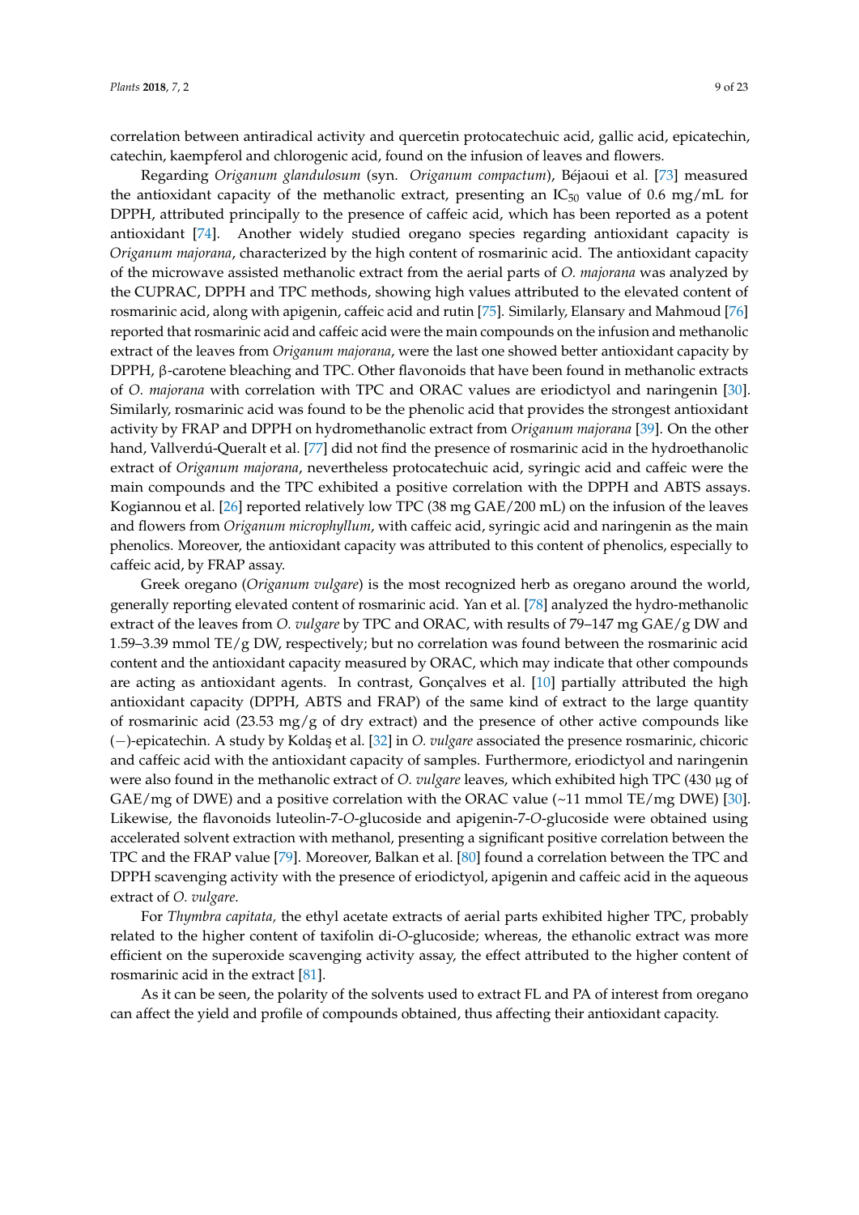correlation between antiradical activity and quercetin protocatechuic acid, gallic acid, epicatechin, catechin, kaempferol and chlorogenic acid, found on the infusion of leaves and flowers.

Regarding *Origanum glandulosum* (syn. *Origanum compactum*), Béjaoui et al. [73] measured the antioxidant capacity of the methanolic extract, presenting an $IC_{50}$ value of 0.6 mg/mL for DPPH, attributed principally to the presence of caffeic acid, which has been reported as a potent antioxidant [74]. Another widely studied oregano species regarding antioxidant capacity is *Origanum majorana*, characterized by the high content of rosmarinic acid. The antioxidant capacity of the microwave assisted methanolic extract from the aerial parts of *O. majorana* was analyzed by the CUPRAC, DPPH and TPC methods, showing high values attributed to the elevated content of rosmarinic acid, along with apigenin, caffeic acid and rutin [75]. Similarly, Elansary and Mahmoud [76] reported that rosmarinic acid and caffeic acid were the main compounds on the infusion and methanolic extract of the leaves from *Origanum majorana*, were the last one showed better antioxidant capacity by DPPH, β-carotene bleaching and TPC. Other flavonoids that have been found in methanolic extracts of *O. majorana* with correlation with TPC and ORAC values are eriodictyol and naringenin [30]. Similarly, rosmarinic acid was found to be the phenolic acid that provides the strongest antioxidant activity by FRAP and DPPH on hydromethanolic extract from *Origanum majorana* [39]. On the other hand, Vallverdú-Queralt et al. [77] did not find the presence of rosmarinic acid in the hydroethanolic extract of *Origanum majorana*, nevertheless protocatechuic acid, syringic acid and caffeic were the main compounds and the TPC exhibited a positive correlation with the DPPH and ABTS assays. Kogiannou et al. [26] reported relatively low TPC (38 mg GAE/200 mL) on the infusion of the leaves and flowers from *Origanum microphyllum*, with caffeic acid, syringic acid and naringenin as the main phenolics. Moreover, the antioxidant capacity was attributed to this content of phenolics, especially to caffeic acid, by FRAP assay.

Greek oregano (*Origanum vulgare*) is the most recognized herb as oregano around the world, generally reporting elevated content of rosmarinic acid. Yan et al. [78] analyzed the hydro-methanolic extract of the leaves from *O. vulgare* by TPC and ORAC, with results of 79–147 mg GAE/g DW and 1.59–3.39 mmol TE/g DW, respectively; but no correlation was found between the rosmarinic acid content and the antioxidant capacity measured by ORAC, which may indicate that other compounds are acting as antioxidant agents. In contrast, Gonçalves et al. [10] partially attributed the high antioxidant capacity (DPPH, ABTS and FRAP) of the same kind of extract to the large quantity of rosmarinic acid (23.53 mg/g of dry extract) and the presence of other active compounds like (−)-epicatechin. A study by Koldaş et al. [32] in *O. vulgare* associated the presence rosmarinic, chicoric and caffeic acid with the antioxidant capacity of samples. Furthermore, eriodictyol and naringenin were also found in the methanolic extract of *O. vulgare* leaves, which exhibited high TPC (430 μg of GAE/mg of DWE) and a positive correlation with the ORAC value (~11 mmol TE/mg DWE) [30]. Likewise, the flavonoids luteolin-7-*O*-glucoside and apigenin-7-*O*-glucoside were obtained using accelerated solvent extraction with methanol, presenting a significant positive correlation between the TPC and the FRAP value [79]. Moreover, Balkan et al. [80] found a correlation between the TPC and DPPH scavenging activity with the presence of eriodictyol, apigenin and caffeic acid in the aqueous extract of *O. vulgare*.

For *Thymbra capitata,* the ethyl acetate extracts of aerial parts exhibited higher TPC, probably related to the higher content of taxifolin di-*O*-glucoside; whereas, the ethanolic extract was more efficient on the superoxide scavenging activity assay, the effect attributed to the higher content of rosmarinic acid in the extract [81].

As it can be seen, the polarity of the solvents used to extract FL and PA of interest from oregano can affect the yield and profile of compounds obtained, thus affecting their antioxidant capacity.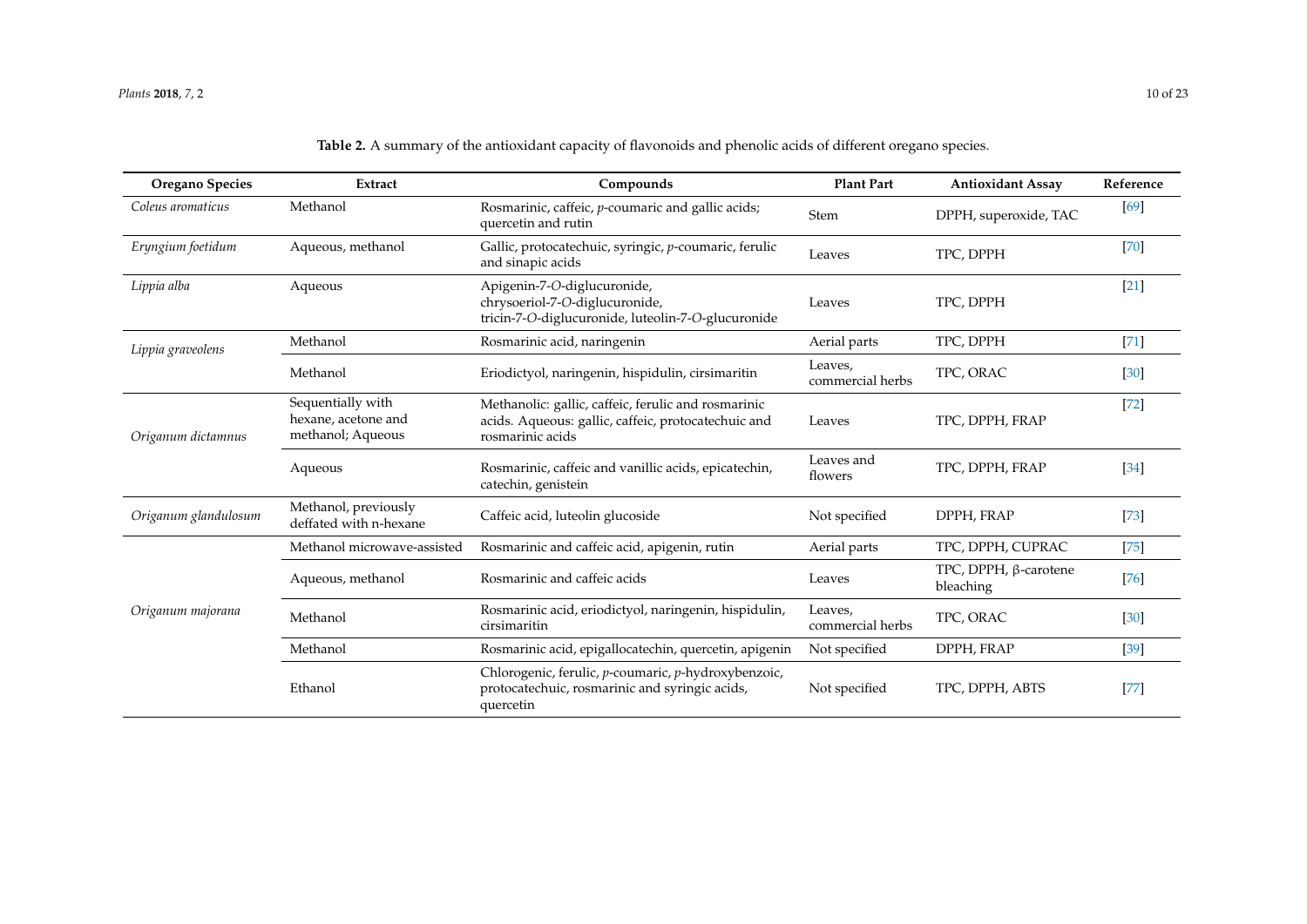**Table 2.** A summary of the antioxidant capacity of flavonoids and phenolic acids of different oregano species.

| Oregano Species | Extract | Compounds | Plant Part | Antioxidant Assay | Reference |
|---|---|---|---|---|---|
| *Coleus aromaticus* | Methanol | Rosmarinic, caffeic, *p*-coumaric and gallic acids; quercetin and rutin | Stem | DPPH, superoxide, TAC | [69] |
| *Eryngium foetidum* | Aqueous, methanol | Gallic, protocatechuic, syringic, *p*-coumaric, ferulic and sinapic acids | Leaves | TPC, DPPH | [70] |
| *Lippia alba* | Aqueous | Apigenin-7-*O*-diglucuronide, chrysoeriol-7-*O*-diglucuronide, tricin-7-*O*-diglucuronide, luteolin-7-*O*-glucuronide | Leaves | TPC, DPPH | [21] |
| *Lippia graveolens* | Methanol | Rosmarinic acid, naringenin | Aerial parts | TPC, DPPH | [71] |
| | Methanol | Eriodictyol, naringenin, hispidulin, cirsimaritin | Leaves, commercial herbs | TPC, ORAC | [30] |
| *Origanum dictamnus* | Sequentially with hexane, acetone and methanol; Aqueous | Methanolic: gallic, caffeic, ferulic and rosmarinic acids. Aqueous: gallic, caffeic, protocatechuic and rosmarinic acids | Leaves | TPC, DPPH, FRAP | [72] |
| | Aqueous | Rosmarinic, caffeic and vanillic acids, epicatechin, catechin, genistein | Leaves and flowers | TPC, DPPH, FRAP | [34] |
| *Origanum glandulosum* | Methanol, previously deffated with n-hexane | Caffeic acid, luteolin glucoside | Not specified | DPPH, FRAP | [73] |
| *Origanum majorana* | Methanol microwave-assisted | Rosmarinic and caffeic acid, apigenin, rutin | Aerial parts | TPC, DPPH, CUPRAC | [75] |
| | Aqueous, methanol | Rosmarinic and caffeic acids | Leaves | TPC, DPPH, β-carotene bleaching | [76] |
| | Methanol | Rosmarinic acid, eriodictyol, naringenin, hispidulin, cirsimaritin | Leaves, commercial herbs | TPC, ORAC | [30] |
| | Methanol | Rosmarinic acid, epigallocatechin, quercetin, apigenin | Not specified | DPPH, FRAP | [39] |
| | Ethanol | Chlorogenic, ferulic, *p*-coumaric, *p*-hydroxybenzoic, protocatechuic, rosmarinic and syringic acids, quercetin | Not specified | TPC, DPPH, ABTS | [77] |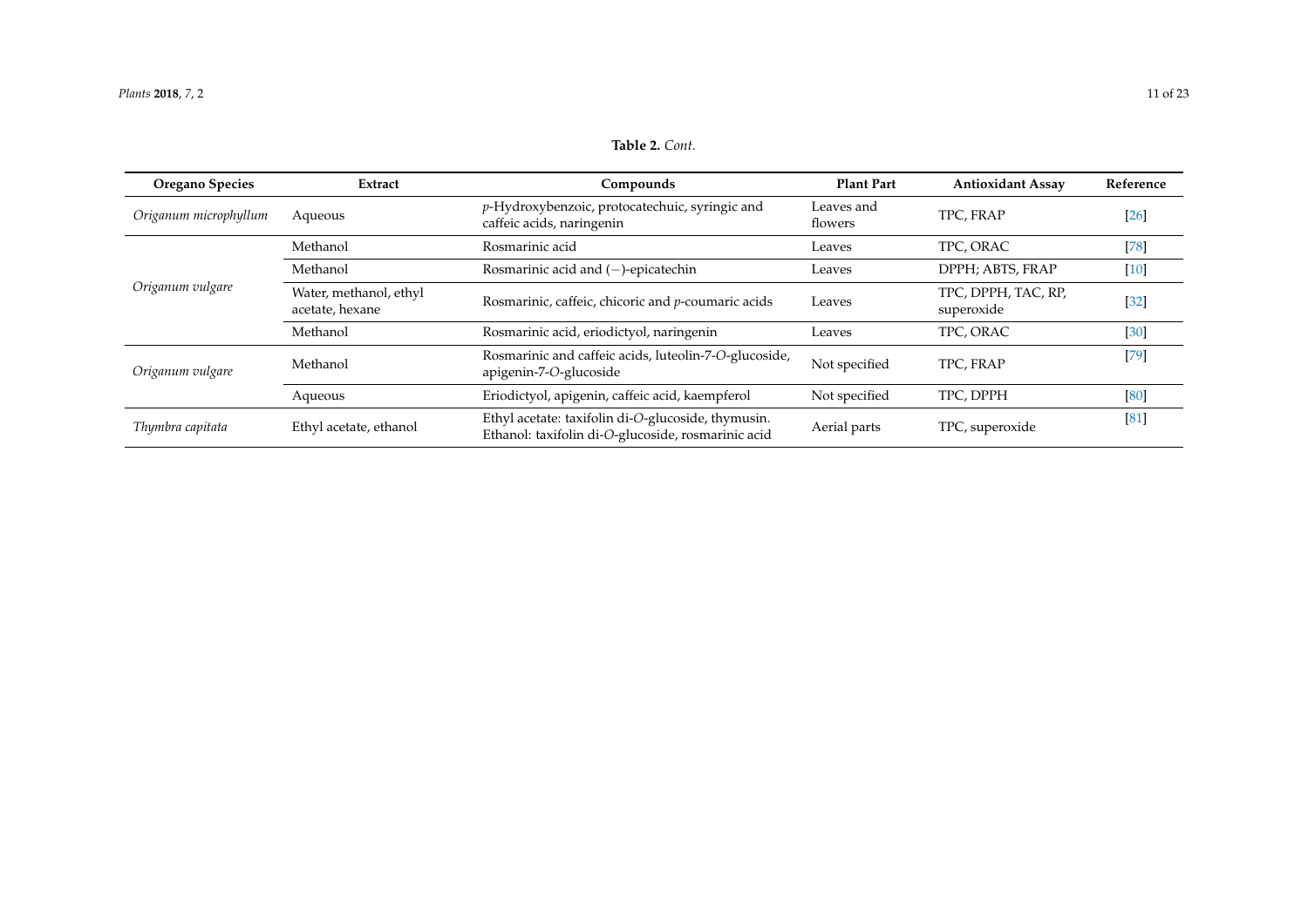**Table 2.** *Cont.*

| Oregano Species | Extract | Compounds | Plant Part | Antioxidant Assay | Reference |
| --- | --- | --- | --- | --- | --- |
| *Origanum microphyllum* | Aqueous | *p*-Hydroxybenzoic, protocatechuic, syringic and caffeic acids, naringenin | Leaves and flowers | TPC, FRAP | [26] |
| *Origanum vulgare* | Methanol | Rosmarinic acid | Leaves | TPC, ORAC | [78] |
| | Methanol | Rosmarinic acid and (−)-epicatechin | Leaves | DPPH; ABTS, FRAP | [10] |
| | Water, methanol, ethyl acetate, hexane | Rosmarinic, caffeic, chicoric and *p*-coumaric acids | Leaves | TPC, DPPH, TAC, RP, superoxide | [32] |
| | Methanol | Rosmarinic acid, eriodictyol, naringenin | Leaves | TPC, ORAC | [30] |
| *Origanum vulgare* | Methanol | Rosmarinic and caffeic acids, luteolin-7-*O*-glucoside, apigenin-7-*O*-glucoside | Not specified | TPC, FRAP | [79] |
| | Aqueous | Eriodictyol, apigenin, caffeic acid, kaempferol | Not specified | TPC, DPPH | [80] |
| *Thymbra capitata* | Ethyl acetate, ethanol | Ethyl acetate: taxifolin di-*O*-glucoside, thymusin. Ethanol: taxifolin di-*O*-glucoside, rosmarinic acid | Aerial parts | TPC, superoxide | [81] |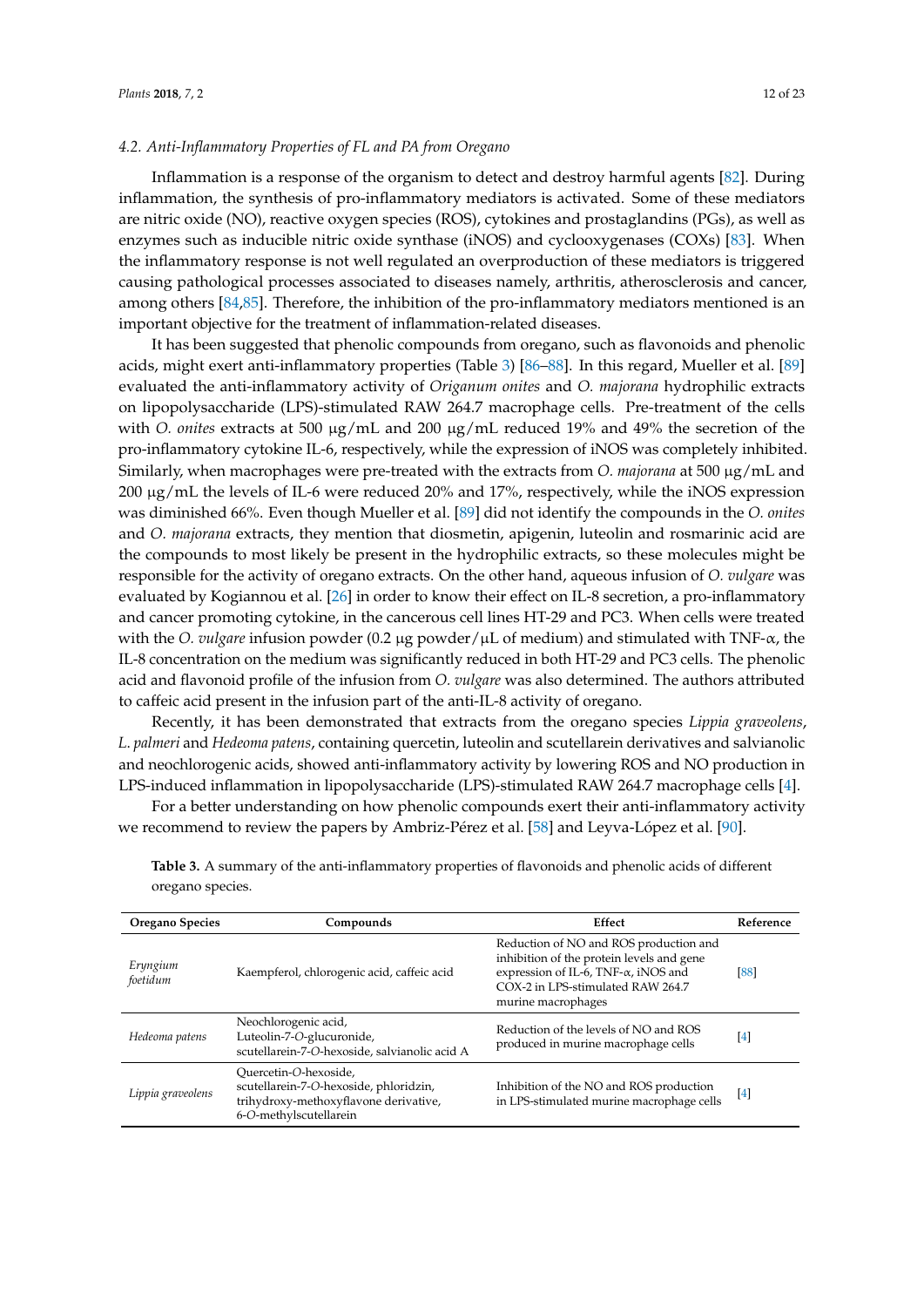### 4.2. Anti-Inflammatory Properties of FL and PA from Oregano

Inflammation is a response of the organism to detect and destroy harmful agents [82]. During inflammation, the synthesis of pro-inflammatory mediators is activated. Some of these mediators are nitric oxide (NO), reactive oxygen species (ROS), cytokines and prostaglandins (PGs), as well as enzymes such as inducible nitric oxide synthase (iNOS) and cyclooxygenases (COXs) [83]. When the inflammatory response is not well regulated an overproduction of these mediators is triggered causing pathological processes associated to diseases namely, arthritis, atherosclerosis and cancer, among others [84,85]. Therefore, the inhibition of the pro-inflammatory mediators mentioned is an important objective for the treatment of inflammation-related diseases.

It has been suggested that phenolic compounds from oregano, such as flavonoids and phenolic acids, might exert anti-inflammatory properties (Table 3) [86–88]. In this regard, Mueller et al. [89] evaluated the anti-inflammatory activity of *Origanum onites* and *O. majorana* hydrophilic extracts on lipopolysaccharide (LPS)-stimulated RAW 264.7 macrophage cells. Pre-treatment of the cells with *O. onites* extracts at 500 µg/mL and 200 µg/mL reduced 19% and 49% the secretion of the pro-inflammatory cytokine IL-6, respectively, while the expression of iNOS was completely inhibited. Similarly, when macrophages were pre-treated with the extracts from *O. majorana* at 500 µg/mL and 200 µg/mL the levels of IL-6 were reduced 20% and 17%, respectively, while the iNOS expression was diminished 66%. Even though Mueller et al. [89] did not identify the compounds in the *O. onites* and *O. majorana* extracts, they mention that diosmetin, apigenin, luteolin and rosmarinic acid are the compounds to most likely be present in the hydrophilic extracts, so these molecules might be responsible for the activity of oregano extracts. On the other hand, aqueous infusion of *O. vulgare* was evaluated by Kogiannou et al. [26] in order to know their effect on IL-8 secretion, a pro-inflammatory and cancer promoting cytokine, in the cancerous cell lines HT-29 and PC3. When cells were treated with the *O. vulgare* infusion powder (0.2 µg powder/µL of medium) and stimulated with TNF-α, the IL-8 concentration on the medium was significantly reduced in both HT-29 and PC3 cells. The phenolic acid and flavonoid profile of the infusion from *O. vulgare* was also determined. The authors attributed to caffeic acid present in the infusion part of the anti-IL-8 activity of oregano.

Recently, it has been demonstrated that extracts from the oregano species *Lippia graveolens*, *L. palmeri* and *Hedeoma patens*, containing quercetin, luteolin and scutellarein derivatives and salvianolic and neochlorogenic acids, showed anti-inflammatory activity by lowering ROS and NO production in LPS-induced inflammation in lipopolysaccharide (LPS)-stimulated RAW 264.7 macrophage cells [4].

For a better understanding on how phenolic compounds exert their anti-inflammatory activity we recommend to review the papers by Ambriz-Pérez et al. [58] and Leyva-López et al. [90].

**Table 3.** A summary of the anti-inflammatory properties of flavonoids and phenolic acids of different oregano species.

| Oregano Species | Compounds | Effect | Reference |
|---|---|---|---|
| *Eryngium foetidum* | Kaempferol, chlorogenic acid, caffeic acid | Reduction of NO and ROS production and inhibition of the protein levels and gene expression of IL-6, TNF-α, iNOS and COX-2 in LPS-stimulated RAW 264.7 murine macrophages | [88] |
| *Hedeoma patens* | Neochlorogenic acid, Luteolin-7-*O*-glucuronide, scutellarein-7-*O*-hexoside, salvianolic acid A | Reduction of the levels of NO and ROS produced in murine macrophage cells | [4] |
| *Lippia graveolens* | Quercetin-*O*-hexoside, scutellarein-7-*O*-hexoside, phloridzin, trihydroxy-methoxyflavone derivative, 6-*O*-methylscutellarein | Inhibition of the NO and ROS production in LPS-stimulated murine macrophage cells | [4] |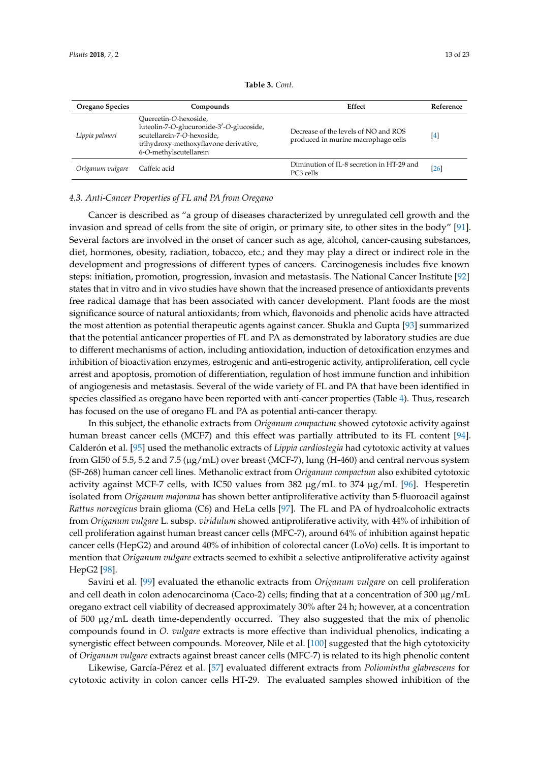**Table 3.** *Cont.*

| Oregano Species | Compounds | Effect | Reference |
| --- | --- | --- | --- |
| *Lippia palmeri* | Quercetin-*O*-hexoside, luteolin-7-*O*-glucuronide-3′-*O*-glucoside, scutellarein-7-*O*-hexoside, trihydroxy-methoxyflavone derivative, 6-*O*-methylscutellarein | Decrease of the levels of NO and ROS produced in murine macrophage cells | [4] |
| *Origanum vulgare* | Caffeic acid | Diminution of IL-8 secretion in HT-29 and PC3 cells | [26] |

### 4.3. Anti-Cancer Properties of FL and PA from Oregano

Cancer is described as "a group of diseases characterized by unregulated cell growth and the invasion and spread of cells from the site of origin, or primary site, to other sites in the body" [91]. Several factors are involved in the onset of cancer such as age, alcohol, cancer-causing substances, diet, hormones, obesity, radiation, tobacco, etc.; and they may play a direct or indirect role in the development and progressions of different types of cancers. Carcinogenesis includes five known steps: initiation, promotion, progression, invasion and metastasis. The National Cancer Institute [92] states that in vitro and in vivo studies have shown that the increased presence of antioxidants prevents free radical damage that has been associated with cancer development. Plant foods are the most significance source of natural antioxidants; from which, flavonoids and phenolic acids have attracted the most attention as potential therapeutic agents against cancer. Shukla and Gupta [93] summarized that the potential anticancer properties of FL and PA as demonstrated by laboratory studies are due to different mechanisms of action, including antioxidation, induction of detoxification enzymes and inhibition of bioactivation enzymes, estrogenic and anti-estrogenic activity, antiproliferation, cell cycle arrest and apoptosis, promotion of differentiation, regulation of host immune function and inhibition of angiogenesis and metastasis. Several of the wide variety of FL and PA that have been identified in species classified as oregano have been reported with anti-cancer properties (Table 4). Thus, research has focused on the use of oregano FL and PA as potential anti-cancer therapy.

In this subject, the ethanolic extracts from *Origanum compactum* showed cytotoxic activity against human breast cancer cells (MCF7) and this effect was partially attributed to its FL content [94]. Calderón et al. [95] used the methanolic extracts of *Lippia cardiostegia* had cytotoxic activity at values from GI50 of 5.5, 5.2 and 7.5 (μg/mL) over breast (MCF-7), lung (H-460) and central nervous system (SF-268) human cancer cell lines. Methanolic extract from *Origanum compactum* also exhibited cytotoxic activity against MCF-7 cells, with IC50 values from 382 μg/mL to 374 μg/mL [96]. Hesperetin isolated from *Origanum majorana* has shown better antiproliferative activity than 5-fluoroacil against *Rattus norvegicus* brain glioma (C6) and HeLa cells [97]. The FL and PA of hydroalcoholic extracts from *Origanum vulgare* L. subsp. *viridulum* showed antiproliferative activity, with 44% of inhibition of cell proliferation against human breast cancer cells (MFC-7), around 64% of inhibition against hepatic cancer cells (HepG2) and around 40% of inhibition of colorectal cancer (LoVo) cells. It is important to mention that *Origanum vulgare* extracts seemed to exhibit a selective antiproliferative activity against HepG2 [98].

Savini et al. [99] evaluated the ethanolic extracts from *Origanum vulgare* on cell proliferation and cell death in colon adenocarcinoma (Caco-2) cells; finding that at a concentration of 300 μg/mL oregano extract cell viability of decreased approximately 30% after 24 h; however, at a concentration of 500 μg/mL death time-dependently occurred. They also suggested that the mix of phenolic compounds found in *O. vulgare* extracts is more effective than individual phenolics, indicating a synergistic effect between compounds. Moreover, Nile et al. [100] suggested that the high cytotoxicity of *Origanum vulgare* extracts against breast cancer cells (MFC-7) is related to its high phenolic content

Likewise, García-Pérez et al. [57] evaluated different extracts from *Poliomintha glabrescens* for cytotoxic activity in colon cancer cells HT-29. The evaluated samples showed inhibition of the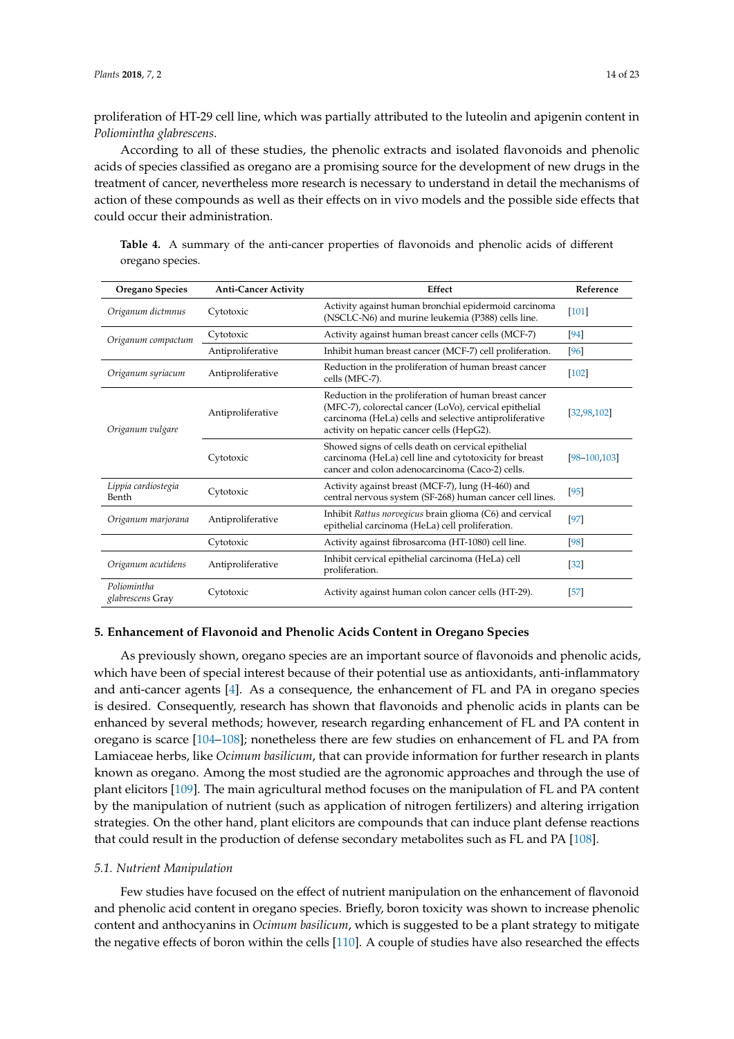proliferation of HT-29 cell line, which was partially attributed to the luteolin and apigenin content in *Poliomintha glabrescens*.

According to all of these studies, the phenolic extracts and isolated flavonoids and phenolic acids of species classified as oregano are a promising source for the development of new drugs in the treatment of cancer, nevertheless more research is necessary to understand in detail the mechanisms of action of these compounds as well as their effects on in vivo models and the possible side effects that could occur their administration.

**Table 4.** A summary of the anti-cancer properties of flavonoids and phenolic acids of different oregano species.

| Oregano Species | Anti-Cancer Activity | Effect | Reference |
|---|---|---|---|
| *Origanum dictmnus* | Cytotoxic | Activity against human bronchial epidermoid carcinoma (NSCLC-N6) and murine leukemia (P388) cells line. | [101] |
| *Origanum compactum* | Cytotoxic | Activity against human breast cancer cells (MCF-7) | [94] |
| | Antiproliferative | Inhibit human breast cancer (MCF-7) cell proliferation. | [96] |
| *Origanum syriacum* | Antiproliferative | Reduction in the proliferation of human breast cancer cells (MFC-7). | [102] |
| *Origanum vulgare* | Antiproliferative | Reduction in the proliferation of human breast cancer (MFC-7), colorectal cancer (LoVo), cervical epithelial carcinoma (HeLa) cells and selective antiproliferative activity on hepatic cancer cells (HepG2). | [32,98,102] |
| | Cytotoxic | Showed signs of cells death on cervical epithelial carcinoma (HeLa) cell line and cytotoxicity for breast cancer and colon adenocarcinoma (Caco-2) cells. | [98–100,103] |
| *Lippia cardiostegia* Benth | Cytotoxic | Activity against breast (MCF-7), lung (H-460) and central nervous system (SF-268) human cancer cell lines. | [95] |
| *Origanum marjorana* | Antiproliferative | Inhibit *Rattus norvegicus* brain glioma (C6) and cervical epithelial carcinoma (HeLa) cell proliferation. | [97] |
| | Cytotoxic | Activity against fibrosarcoma (HT-1080) cell line. | [98] |
| *Origanum acutidens* | Antiproliferative | Inhibit cervical epithelial carcinoma (HeLa) cell proliferation. | [32] |
| *Poliomintha glabrescens* Gray | Cytotoxic | Activity against human colon cancer cells (HT-29). | [57] |

## 5. Enhancement of Flavonoid and Phenolic Acids Content in Oregano Species

As previously shown, oregano species are an important source of flavonoids and phenolic acids, which have been of special interest because of their potential use as antioxidants, anti-inflammatory and anti-cancer agents [4]. As a consequence, the enhancement of FL and PA in oregano species is desired. Consequently, research has shown that flavonoids and phenolic acids in plants can be enhanced by several methods; however, research regarding enhancement of FL and PA content in oregano is scarce [104–108]; nonetheless there are few studies on enhancement of FL and PA from Lamiaceae herbs, like *Ocimum basilicum*, that can provide information for further research in plants known as oregano. Among the most studied are the agronomic approaches and through the use of plant elicitors [109]. The main agricultural method focuses on the manipulation of FL and PA content by the manipulation of nutrient (such as application of nitrogen fertilizers) and altering irrigation strategies. On the other hand, plant elicitors are compounds that can induce plant defense reactions that could result in the production of defense secondary metabolites such as FL and PA [108].

### *5.1. Nutrient Manipulation*

Few studies have focused on the effect of nutrient manipulation on the enhancement of flavonoid and phenolic acid content in oregano species. Briefly, boron toxicity was shown to increase phenolic content and anthocyanins in *Ocimum basilicum*, which is suggested to be a plant strategy to mitigate the negative effects of boron within the cells [110]. A couple of studies have also researched the effects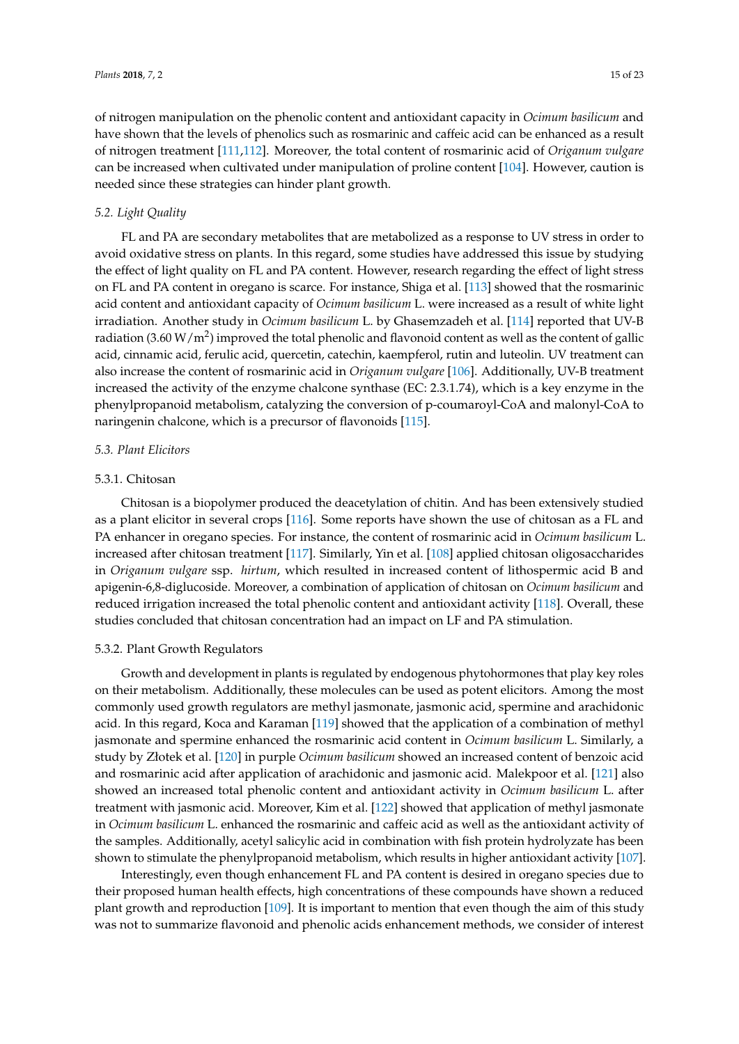of nitrogen manipulation on the phenolic content and antioxidant capacity in *Ocimum basilicum* and have shown that the levels of phenolics such as rosmarinic and caffeic acid can be enhanced as a result of nitrogen treatment [111,112]. Moreover, the total content of rosmarinic acid of *Origanum vulgare* can be increased when cultivated under manipulation of proline content [104]. However, caution is needed since these strategies can hinder plant growth.

### *5.2. Light Quality*

FL and PA are secondary metabolites that are metabolized as a response to UV stress in order to avoid oxidative stress on plants. In this regard, some studies have addressed this issue by studying the effect of light quality on FL and PA content. However, research regarding the effect of light stress on FL and PA content in oregano is scarce. For instance, Shiga et al. [113] showed that the rosmarinic acid content and antioxidant capacity of *Ocimum basilicum* L. were increased as a result of white light irradiation. Another study in *Ocimum basilicum* L. by Ghasemzadeh et al. [114] reported that UV-B radiation (3.60 W/m$^2$) improved the total phenolic and flavonoid content as well as the content of gallic acid, cinnamic acid, ferulic acid, quercetin, catechin, kaempferol, rutin and luteolin. UV treatment can also increase the content of rosmarinic acid in *Origanum vulgare* [106]. Additionally, UV-B treatment increased the activity of the enzyme chalcone synthase (EC: 2.3.1.74), which is a key enzyme in the phenylpropanoid metabolism, catalyzing the conversion of p-coumaroyl-CoA and malonyl-CoA to naringenin chalcone, which is a precursor of flavonoids [115].

### *5.3. Plant Elicitors*

#### 5.3.1. Chitosan

Chitosan is a biopolymer produced the deacetylation of chitin. And has been extensively studied as a plant elicitor in several crops [116]. Some reports have shown the use of chitosan as a FL and PA enhancer in oregano species. For instance, the content of rosmarinic acid in *Ocimum basilicum* L. increased after chitosan treatment [117]. Similarly, Yin et al. [108] applied chitosan oligosaccharides in *Origanum vulgare* ssp. *hirtum*, which resulted in increased content of lithospermic acid B and apigenin-6,8-diglucoside. Moreover, a combination of application of chitosan on *Ocimum basilicum* and reduced irrigation increased the total phenolic content and antioxidant activity [118]. Overall, these studies concluded that chitosan concentration had an impact on LF and PA stimulation.

#### 5.3.2. Plant Growth Regulators

Growth and development in plants is regulated by endogenous phytohormones that play key roles on their metabolism. Additionally, these molecules can be used as potent elicitors. Among the most commonly used growth regulators are methyl jasmonate, jasmonic acid, spermine and arachidonic acid. In this regard, Koca and Karaman [119] showed that the application of a combination of methyl jasmonate and spermine enhanced the rosmarinic acid content in *Ocimum basilicum* L. Similarly, a study by Złotek et al. [120] in purple *Ocimum basilicum* showed an increased content of benzoic acid and rosmarinic acid after application of arachidonic and jasmonic acid. Malekpoor et al. [121] also showed an increased total phenolic content and antioxidant activity in *Ocimum basilicum* L. after treatment with jasmonic acid. Moreover, Kim et al. [122] showed that application of methyl jasmonate in *Ocimum basilicum* L. enhanced the rosmarinic and caffeic acid as well as the antioxidant activity of the samples. Additionally, acetyl salicylic acid in combination with fish protein hydrolyzate has been shown to stimulate the phenylpropanoid metabolism, which results in higher antioxidant activity [107].

Interestingly, even though enhancement FL and PA content is desired in oregano species due to their proposed human health effects, high concentrations of these compounds have shown a reduced plant growth and reproduction [109]. It is important to mention that even though the aim of this study was not to summarize flavonoid and phenolic acids enhancement methods, we consider of interest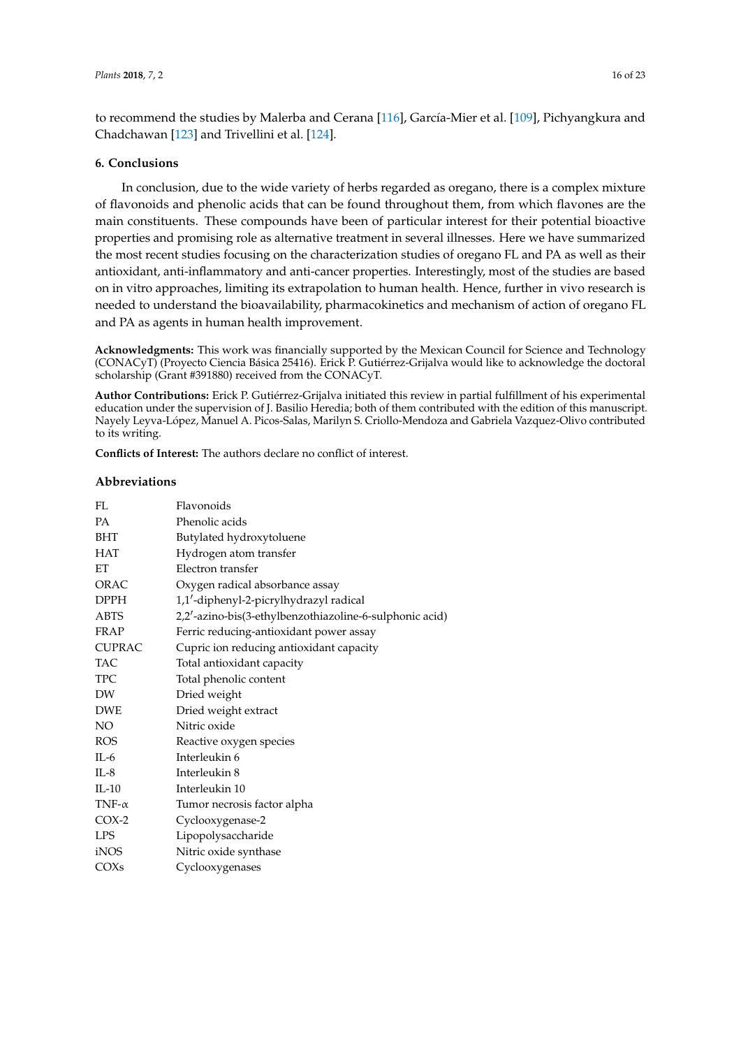to recommend the studies by Malerba and Cerana [116], García-Mier et al. [109], Pichyangkura and Chadchawan [123] and Trivellini et al. [124].

## 6. Conclusions

In conclusion, due to the wide variety of herbs regarded as oregano, there is a complex mixture of flavonoids and phenolic acids that can be found throughout them, from which flavones are the main constituents. These compounds have been of particular interest for their potential bioactive properties and promising role as alternative treatment in several illnesses. Here we have summarized the most recent studies focusing on the characterization studies of oregano FL and PA as well as their antioxidant, anti-inflammatory and anti-cancer properties. Interestingly, most of the studies are based on in vitro approaches, limiting its extrapolation to human health. Hence, further in vivo research is needed to understand the bioavailability, pharmacokinetics and mechanism of action of oregano FL and PA as agents in human health improvement.

**Acknowledgments:** This work was financially supported by the Mexican Council for Science and Technology (CONACyT) (Proyecto Ciencia Básica 25416). Erick P. Gutiérrez-Grijalva would like to acknowledge the doctoral scholarship (Grant #391880) received from the CONACyT.

**Author Contributions:** Erick P. Gutiérrez-Grijalva initiated this review in partial fulfillment of his experimental education under the supervision of J. Basilio Heredia; both of them contributed with the edition of this manuscript. Nayely Leyva-López, Manuel A. Picos-Salas, Marilyn S. Criollo-Mendoza and Gabriela Vazquez-Olivo contributed to its writing.

**Conflicts of Interest:** The authors declare no conflict of interest.

## Abbreviations

| | |
|---|---|
| FL | Flavonoids |
| PA | Phenolic acids |
| BHT | Butylated hydroxytoluene |
| HAT | Hydrogen atom transfer |
| ET | Electron transfer |
| ORAC | Oxygen radical absorbance assay |
| DPPH | 1,1′-diphenyl-2-picrylhydrazyl radical |
| ABTS | 2,2′-azino-bis(3-ethylbenzothiazoline-6-sulphonic acid) |
| FRAP | Ferric reducing-antioxidant power assay |
| CUPRAC | Cupric ion reducing antioxidant capacity |
| TAC | Total antioxidant capacity |
| TPC | Total phenolic content |
| DW | Dried weight |
| DWE | Dried weight extract |
| NO | Nitric oxide |
| ROS | Reactive oxygen species |
| IL-6 | Interleukin 6 |
| IL-8 | Interleukin 8 |
| IL-10 | Interleukin 10 |
| TNF-$\alpha$ | Tumor necrosis factor alpha |
| COX-2 | Cyclooxygenase-2 |
| LPS | Lipopolysaccharide |
| iNOS | Nitric oxide synthase |
| COXs | Cyclooxygenases |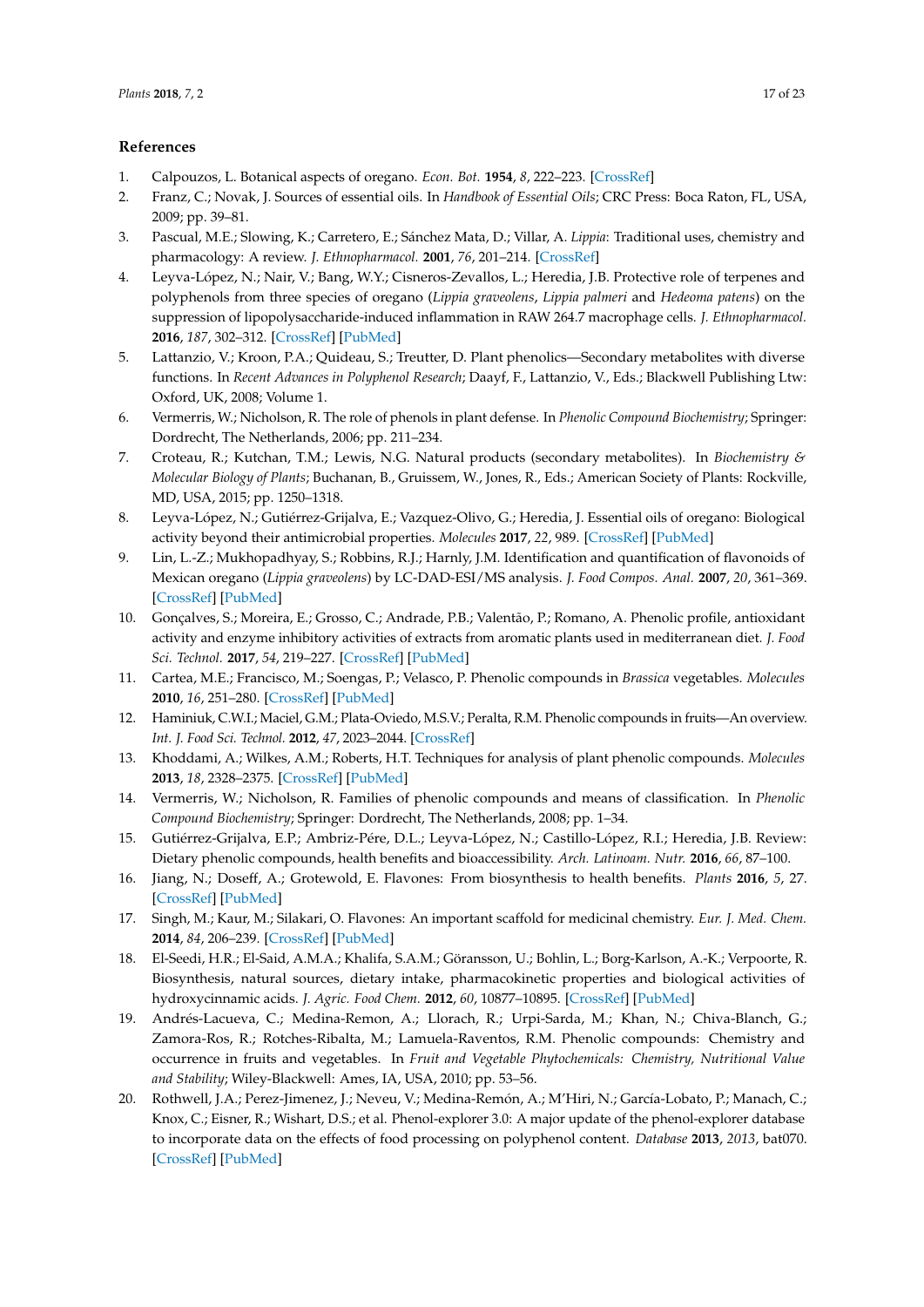## References

1. Calpouzos, L. Botanical aspects of oregano. *Econ. Bot.* **1954**, *8*, 222–223. [CrossRef]
2. Franz, C.; Novak, J. Sources of essential oils. In *Handbook of Essential Oils*; CRC Press: Boca Raton, FL, USA, 2009; pp. 39–81.
3. Pascual, M.E.; Slowing, K.; Carretero, E.; Sánchez Mata, D.; Villar, A. *Lippia*: Traditional uses, chemistry and pharmacology: A review. *J. Ethnopharmacol.* **2001**, *76*, 201–214. [CrossRef]
4. Leyva-López, N.; Nair, V.; Bang, W.Y.; Cisneros-Zevallos, L.; Heredia, J.B. Protective role of terpenes and polyphenols from three species of oregano (*Lippia graveolens*, *Lippia palmeri* and *Hedeoma patens*) on the suppression of lipopolysaccharide-induced inflammation in RAW 264.7 macrophage cells. *J. Ethnopharmacol.* **2016**, *187*, 302–312. [CrossRef] [PubMed]
5. Lattanzio, V.; Kroon, P.A.; Quideau, S.; Treutter, D. Plant phenolics—Secondary metabolites with diverse functions. In *Recent Advances in Polyphenol Research*; Daayf, F., Lattanzio, V., Eds.; Blackwell Publishing Ltw: Oxford, UK, 2008; Volume 1.
6. Vermerris, W.; Nicholson, R. The role of phenols in plant defense. In *Phenolic Compound Biochemistry*; Springer: Dordrecht, The Netherlands, 2006; pp. 211–234.
7. Croteau, R.; Kutchan, T.M.; Lewis, N.G. Natural products (secondary metabolites). In *Biochemistry & Molecular Biology of Plants*; Buchanan, B., Gruissem, W., Jones, R., Eds.; American Society of Plants: Rockville, MD, USA, 2015; pp. 1250–1318.
8. Leyva-López, N.; Gutiérrez-Grijalva, E.; Vazquez-Olivo, G.; Heredia, J. Essential oils of oregano: Biological activity beyond their antimicrobial properties. *Molecules* **2017**, *22*, 989. [CrossRef] [PubMed]
9. Lin, L.-Z.; Mukhopadhyay, S.; Robbins, R.J.; Harnly, J.M. Identification and quantification of flavonoids of Mexican oregano (*Lippia graveolens*) by LC-DAD-ESI/MS analysis. *J. Food Compos. Anal.* **2007**, *20*, 361–369. [CrossRef] [PubMed]
10. Gonçalves, S.; Moreira, E.; Grosso, C.; Andrade, P.B.; Valentão, P.; Romano, A. Phenolic profile, antioxidant activity and enzyme inhibitory activities of extracts from aromatic plants used in mediterranean diet. *J. Food Sci. Technol.* **2017**, *54*, 219–227. [CrossRef] [PubMed]
11. Cartea, M.E.; Francisco, M.; Soengas, P.; Velasco, P. Phenolic compounds in *Brassica* vegetables. *Molecules* **2010**, *16*, 251–280. [CrossRef] [PubMed]
12. Haminiuk, C.W.I.; Maciel, G.M.; Plata-Oviedo, M.S.V.; Peralta, R.M. Phenolic compounds in fruits—An overview. *Int. J. Food Sci. Technol.* **2012**, *47*, 2023–2044. [CrossRef]
13. Khoddami, A.; Wilkes, A.M.; Roberts, H.T. Techniques for analysis of plant phenolic compounds. *Molecules* **2013**, *18*, 2328–2375. [CrossRef] [PubMed]
14. Vermerris, W.; Nicholson, R. Families of phenolic compounds and means of classification. In *Phenolic Compound Biochemistry*; Springer: Dordrecht, The Netherlands, 2008; pp. 1–34.
15. Gutiérrez-Grijalva, E.P.; Ambriz-Pére, D.L.; Leyva-López, N.; Castillo-López, R.I.; Heredia, J.B. Review: Dietary phenolic compounds, health benefits and bioaccessibility. *Arch. Latinoam. Nutr.* **2016**, *66*, 87–100.
16. Jiang, N.; Doseff, A.; Grotewold, E. Flavones: From biosynthesis to health benefits. *Plants* **2016**, *5*, 27. [CrossRef] [PubMed]
17. Singh, M.; Kaur, M.; Silakari, O. Flavones: An important scaffold for medicinal chemistry. *Eur. J. Med. Chem.* **2014**, *84*, 206–239. [CrossRef] [PubMed]
18. El-Seedi, H.R.; El-Said, A.M.A.; Khalifa, S.A.M.; Göransson, U.; Bohlin, L.; Borg-Karlson, A.-K.; Verpoorte, R. Biosynthesis, natural sources, dietary intake, pharmacokinetic properties and biological activities of hydroxycinnamic acids. *J. Agric. Food Chem.* **2012**, *60*, 10877–10895. [CrossRef] [PubMed]
19. Andrés-Lacueva, C.; Medina-Remon, A.; Llorach, R.; Urpi-Sarda, M.; Khan, N.; Chiva-Blanch, G.; Zamora-Ros, R.; Rotches-Ribalta, M.; Lamuela-Raventos, R.M. Phenolic compounds: Chemistry and occurrence in fruits and vegetables. In *Fruit and Vegetable Phytochemicals: Chemistry, Nutritional Value and Stability*; Wiley-Blackwell: Ames, IA, USA, 2010; pp. 53–56.
20. Rothwell, J.A.; Perez-Jimenez, J.; Neveu, V.; Medina-Remón, A.; M'Hiri, N.; García-Lobato, P.; Manach, C.; Knox, C.; Eisner, R.; Wishart, D.S.; et al. Phenol-explorer 3.0: A major update of the phenol-explorer database to incorporate data on the effects of food processing on polyphenol content. *Database* **2013**, *2013*, bat070. [CrossRef] [PubMed]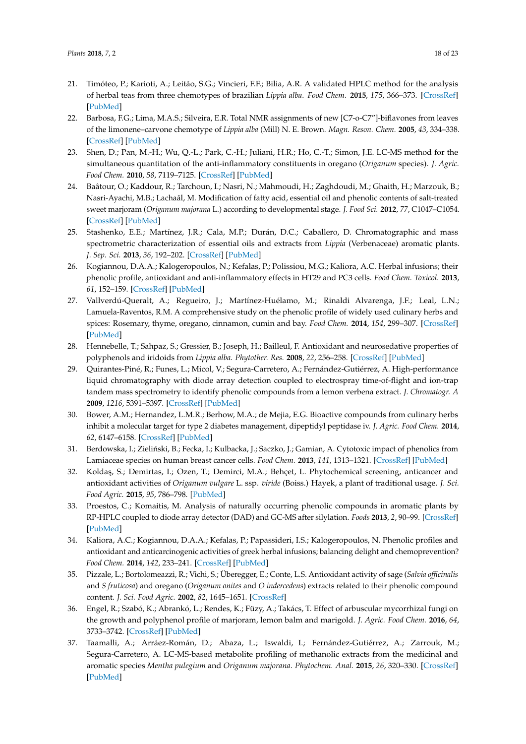21. Timóteo, P.; Karioti, A.; Leitão, S.G.; Vincieri, F.F.; Bilia, A.R. A validated HPLC method for the analysis of herbal teas from three chemotypes of brazilian *Lippia alba*. *Food Chem.* **2015**, *175*, 366–373. [CrossRef] [PubMed]
22. Barbosa, F.G.; Lima, M.A.S.; Silveira, E.R. Total NMR assignments of new [C7-o-C7"]-biflavones from leaves of the limonene–carvone chemotype of *Lippia alba* (Mill) N. E. Brown. *Magn. Reson. Chem.* **2005**, *43*, 334–338. [CrossRef] [PubMed]
23. Shen, D.; Pan, M.-H.; Wu, Q.-L.; Park, C.-H.; Juliani, H.R.; Ho, C.-T.; Simon, J.E. LC-MS method for the simultaneous quantitation of the anti-inflammatory constituents in oregano (*Origanum* species). *J. Agric. Food Chem.* **2010**, *58*, 7119–7125. [CrossRef] [PubMed]
24. Baâtour, O.; Kaddour, R.; Tarchoun, I.; Nasri, N.; Mahmoudi, H.; Zaghdoudi, M.; Ghaith, H.; Marzouk, B.; Nasri-Ayachi, M.B.; Lachaâl, M. Modification of fatty acid, essential oil and phenolic contents of salt-treated sweet marjoram (*Origanum majorana* L.) according to developmental stage. *J. Food Sci.* **2012**, *77*, C1047–C1054. [CrossRef] [PubMed]
25. Stashenko, E.E.; Martínez, J.R.; Cala, M.P.; Durán, D.C.; Caballero, D. Chromatographic and mass spectrometric characterization of essential oils and extracts from *Lippia* (Verbenaceae) aromatic plants. *J. Sep. Sci.* **2013**, *36*, 192–202. [CrossRef] [PubMed]
26. Kogiannou, D.A.A.; Kalogeropoulos, N.; Kefalas, P.; Polissiou, M.G.; Kaliora, A.C. Herbal infusions; their phenolic profile, antioxidant and anti-inflammatory effects in HT29 and PC3 cells. *Food Chem. Toxicol.* **2013**, *61*, 152–159. [CrossRef] [PubMed]
27. Vallverdú-Queralt, A.; Regueiro, J.; Martínez-Huélamo, M.; Rinaldi Alvarenga, J.F.; Leal, L.N.; Lamuela-Raventos, R.M. A comprehensive study on the phenolic profile of widely used culinary herbs and spices: Rosemary, thyme, oregano, cinnamon, cumin and bay. *Food Chem.* **2014**, *154*, 299–307. [CrossRef] [PubMed]
28. Hennebelle, T.; Sahpaz, S.; Gressier, B.; Joseph, H.; Bailleul, F. Antioxidant and neurosedative properties of polyphenols and iridoids from *Lippia alba*. *Phytother. Res.* **2008**, *22*, 256–258. [CrossRef] [PubMed]
29. Quirantes-Piné, R.; Funes, L.; Micol, V.; Segura-Carretero, A.; Fernández-Gutiérrez, A. High-performance liquid chromatography with diode array detection coupled to electrospray time-of-flight and ion-trap tandem mass spectrometry to identify phenolic compounds from a lemon verbena extract. *J. Chromatogr. A* **2009**, *1216*, 5391–5397. [CrossRef] [PubMed]
30. Bower, A.M.; Hernandez, L.M.R.; Berhow, M.A.; de Mejia, E.G. Bioactive compounds from culinary herbs inhibit a molecular target for type 2 diabetes management, dipeptidyl peptidase iv. *J. Agric. Food Chem.* **2014**, *62*, 6147–6158. [CrossRef] [PubMed]
31. Berdowska, I.; Zieliński, B.; Fecka, I.; Kulbacka, J.; Saczko, J.; Gamian, A. Cytotoxic impact of phenolics from Lamiaceae species on human breast cancer cells. *Food Chem.* **2013**, *141*, 1313–1321. [CrossRef] [PubMed]
32. Koldaş, S.; Demirtas, I.; Ozen, T.; Demirci, M.A.; Behçet, L. Phytochemical screening, anticancer and antioxidant activities of *Origanum vulgare* L. ssp. *viride* (Boiss.) Hayek, a plant of traditional usage. *J. Sci. Food Agric.* **2015**, *95*, 786–798. [PubMed]
33. Proestos, C.; Komaitis, M. Analysis of naturally occurring phenolic compounds in aromatic plants by RP-HPLC coupled to diode array detector (DAD) and GC-MS after silylation. *Foods* **2013**, *2*, 90–99. [CrossRef] [PubMed]
34. Kaliora, A.C.; Kogiannou, D.A.A.; Kefalas, P.; Papassideri, I.S.; Kalogeropoulos, N. Phenolic profiles and antioxidant and anticarcinogenic activities of greek herbal infusions; balancing delight and chemoprevention? *Food Chem.* **2014**, *142*, 233–241. [CrossRef] [PubMed]
35. Pizzale, L.; Bortolomeazzi, R.; Vichi, S.; Überegger, E.; Conte, L.S. Antioxidant activity of sage (*Salvia officinalis* and *S fruticosa*) and oregano (*Origanum onites* and *O indercedens*) extracts related to their phenolic compound content. *J. Sci. Food Agric.* **2002**, *82*, 1645–1651. [CrossRef]
36. Engel, R.; Szabó, K.; Abrankó, L.; Rendes, K.; Füzy, A.; Takács, T. Effect of arbuscular mycorrhizal fungi on the growth and polyphenol profile of marjoram, lemon balm and marigold. *J. Agric. Food Chem.* **2016**, *64*, 3733–3742. [CrossRef] [PubMed]
37. Taamalli, A.; Arráez-Román, D.; Abaza, L.; Iswaldi, I.; Fernández-Gutiérrez, A.; Zarrouk, M.; Segura-Carretero, A. LC-MS-based metabolite profiling of methanolic extracts from the medicinal and aromatic species *Mentha pulegium* and *Origanum majorana*. *Phytochem. Anal.* **2015**, *26*, 320–330. [CrossRef] [PubMed]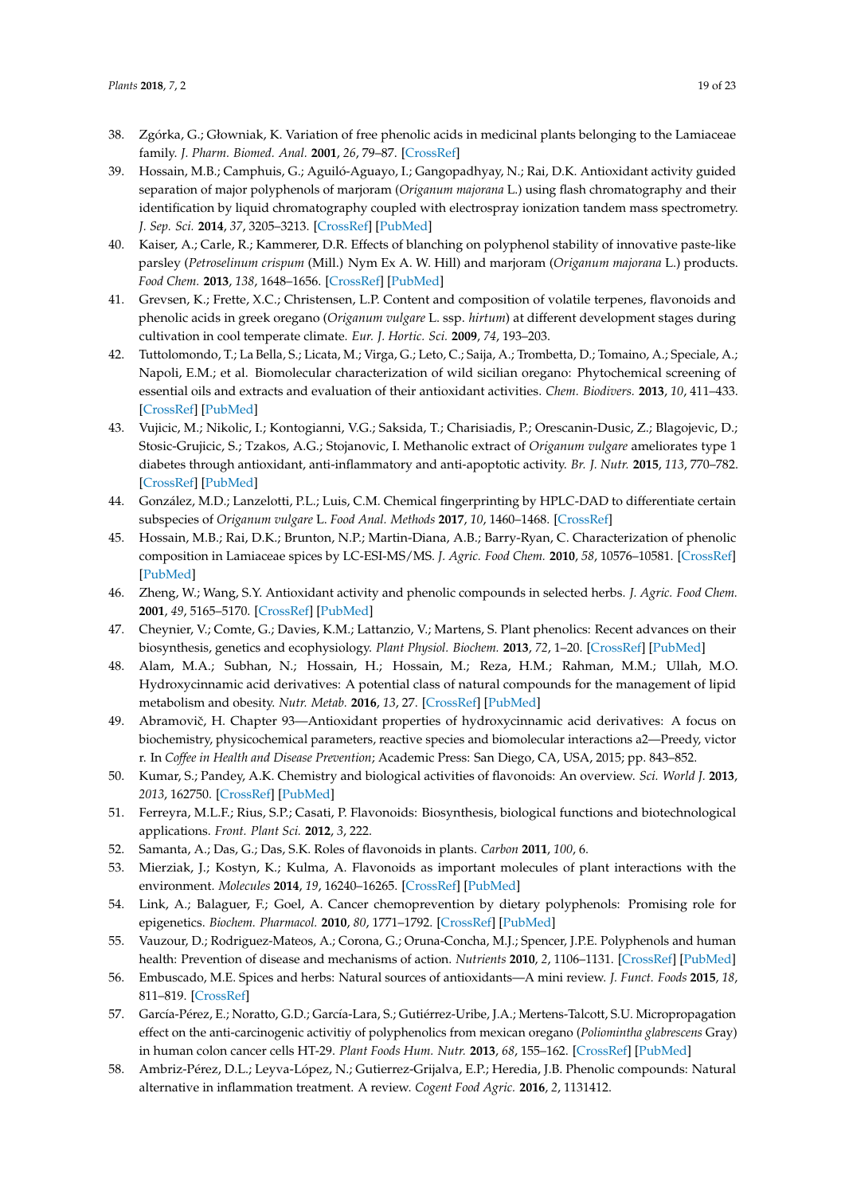38. Zgórka, G.; Głowniak, K. Variation of free phenolic acids in medicinal plants belonging to the Lamiaceae family. *J. Pharm. Biomed. Anal.* **2001**, *26*, 79–87. [CrossRef]
39. Hossain, M.B.; Camphuis, G.; Aguiló-Aguayo, I.; Gangopadhyay, N.; Rai, D.K. Antioxidant activity guided separation of major polyphenols of marjoram (*Origanum majorana* L.) using flash chromatography and their identification by liquid chromatography coupled with electrospray ionization tandem mass spectrometry. *J. Sep. Sci.* **2014**, *37*, 3205–3213. [CrossRef] [PubMed]
40. Kaiser, A.; Carle, R.; Kammerer, D.R. Effects of blanching on polyphenol stability of innovative paste-like parsley (*Petroselinum crispum* (Mill.) Nym Ex A. W. Hill) and marjoram (*Origanum majorana* L.) products. *Food Chem.* **2013**, *138*, 1648–1656. [CrossRef] [PubMed]
41. Grevsen, K.; Frette, X.C.; Christensen, L.P. Content and composition of volatile terpenes, flavonoids and phenolic acids in greek oregano (*Origanum vulgare* L. ssp. *hirtum*) at different development stages during cultivation in cool temperate climate. *Eur. J. Hortic. Sci.* **2009**, *74*, 193–203.
42. Tuttolomondo, T.; La Bella, S.; Licata, M.; Virga, G.; Leto, C.; Saija, A.; Trombetta, D.; Tomaino, A.; Speciale, A.; Napoli, E.M.; et al. Biomolecular characterization of wild sicilian oregano: Phytochemical screening of essential oils and extracts and evaluation of their antioxidant activities. *Chem. Biodivers.* **2013**, *10*, 411–433. [CrossRef] [PubMed]
43. Vujicic, M.; Nikolic, I.; Kontogianni, V.G.; Saksida, T.; Charisiadis, P.; Orescanin-Dusic, Z.; Blagojevic, D.; Stosic-Grujicic, S.; Tzakos, A.G.; Stojanovic, I. Methanolic extract of *Origanum vulgare* ameliorates type 1 diabetes through antioxidant, anti-inflammatory and anti-apoptotic activity. *Br. J. Nutr.* **2015**, *113*, 770–782. [CrossRef] [PubMed]
44. González, M.D.; Lanzelotti, P.L.; Luis, C.M. Chemical fingerprinting by HPLC-DAD to differentiate certain subspecies of *Origanum vulgare* L. *Food Anal. Methods* **2017**, *10*, 1460–1468. [CrossRef]
45. Hossain, M.B.; Rai, D.K.; Brunton, N.P.; Martin-Diana, A.B.; Barry-Ryan, C. Characterization of phenolic composition in Lamiaceae spices by LC-ESI-MS/MS. *J. Agric. Food Chem.* **2010**, *58*, 10576–10581. [CrossRef] [PubMed]
46. Zheng, W.; Wang, S.Y. Antioxidant activity and phenolic compounds in selected herbs. *J. Agric. Food Chem.* **2001**, *49*, 5165–5170. [CrossRef] [PubMed]
47. Cheynier, V.; Comte, G.; Davies, K.M.; Lattanzio, V.; Martens, S. Plant phenolics: Recent advances on their biosynthesis, genetics and ecophysiology. *Plant Physiol. Biochem.* **2013**, *72*, 1–20. [CrossRef] [PubMed]
48. Alam, M.A.; Subhan, N.; Hossain, H.; Hossain, M.; Reza, H.M.; Rahman, M.M.; Ullah, M.O. Hydroxycinnamic acid derivatives: A potential class of natural compounds for the management of lipid metabolism and obesity. *Nutr. Metab.* **2016**, *13*, 27. [CrossRef] [PubMed]
49. Abramovič, H. Chapter 93—Antioxidant properties of hydroxycinnamic acid derivatives: A focus on biochemistry, physicochemical parameters, reactive species and biomolecular interactions a2—Preedy, victor r. In *Coffee in Health and Disease Prevention*; Academic Press: San Diego, CA, USA, 2015; pp. 843–852.
50. Kumar, S.; Pandey, A.K. Chemistry and biological activities of flavonoids: An overview. *Sci. World J.* **2013**, *2013*, 162750. [CrossRef] [PubMed]
51. Ferreyra, M.L.F.; Rius, S.P.; Casati, P. Flavonoids: Biosynthesis, biological functions and biotechnological applications. *Front. Plant Sci.* **2012**, *3*, 222.
52. Samanta, A.; Das, G.; Das, S.K. Roles of flavonoids in plants. *Carbon* **2011**, *100*, 6.
53. Mierziak, J.; Kostyn, K.; Kulma, A. Flavonoids as important molecules of plant interactions with the environment. *Molecules* **2014**, *19*, 16240–16265. [CrossRef] [PubMed]
54. Link, A.; Balaguer, F.; Goel, A. Cancer chemoprevention by dietary polyphenols: Promising role for epigenetics. *Biochem. Pharmacol.* **2010**, *80*, 1771–1792. [CrossRef] [PubMed]
55. Vauzour, D.; Rodriguez-Mateos, A.; Corona, G.; Oruna-Concha, M.J.; Spencer, J.P.E. Polyphenols and human health: Prevention of disease and mechanisms of action. *Nutrients* **2010**, *2*, 1106–1131. [CrossRef] [PubMed]
56. Embuscado, M.E. Spices and herbs: Natural sources of antioxidants—A mini review. *J. Funct. Foods* **2015**, *18*, 811–819. [CrossRef]
57. García-Pérez, E.; Noratto, G.D.; García-Lara, S.; Gutiérrez-Uribe, J.A.; Mertens-Talcott, S.U. Micropropagation effect on the anti-carcinogenic activitiy of polyphenolics from mexican oregano (*Poliomintha glabrescens* Gray) in human colon cancer cells HT-29. *Plant Foods Hum. Nutr.* **2013**, *68*, 155–162. [CrossRef] [PubMed]
58. Ambriz-Pérez, D.L.; Leyva-López, N.; Gutierrez-Grijalva, E.P.; Heredia, J.B. Phenolic compounds: Natural alternative in inflammation treatment. A review. *Cogent Food Agric.* **2016**, *2*, 1131412.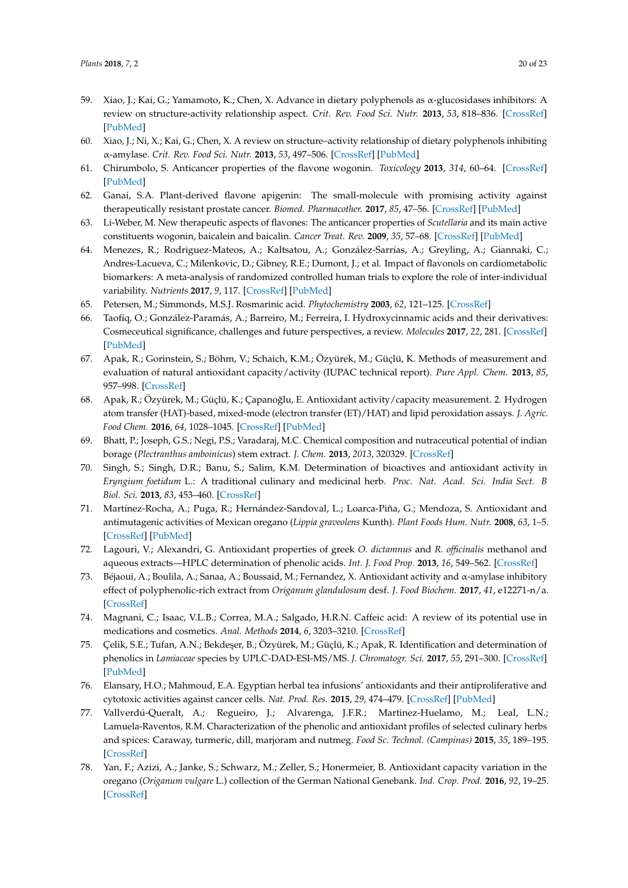59. Xiao, J.; Kai, G.; Yamamoto, K.; Chen, X. Advance in dietary polyphenols as α-glucosidases inhibitors: A review on structure-activity relationship aspect. *Crit. Rev. Food Sci. Nutr.* **2013**, *53*, 818–836. [CrossRef] [PubMed]
60. Xiao, J.; Ni, X.; Kai, G.; Chen, X. A review on structure–activity relationship of dietary polyphenols inhibiting α-amylase. *Crit. Rev. Food Sci. Nutr.* **2013**, *53*, 497–506. [CrossRef] [PubMed]
61. Chirumbolo, S. Anticancer properties of the flavone wogonin. *Toxicology* **2013**, *314*, 60–64. [CrossRef] [PubMed]
62. Ganai, S.A. Plant-derived flavone apigenin: The small-molecule with promising activity against therapeutically resistant prostate cancer. *Biomed. Pharmacother.* **2017**, *85*, 47–56. [CrossRef] [PubMed]
63. Li-Weber, M. New therapeutic aspects of flavones: The anticancer properties of *Scutellaria* and its main active constituents wogonin, baicalein and baicalin. *Cancer Treat. Rev.* **2009**, *35*, 57–68. [CrossRef] [PubMed]
64. Menezes, R.; Rodriguez-Mateos, A.; Kaltsatou, A.; González-Sarrías, A.; Greyling, A.; Giannaki, C.; Andres-Lacueva, C.; Milenkovic, D.; Gibney, R.E.; Dumont, J.; et al. Impact of flavonols on cardiometabolic biomarkers: A meta-analysis of randomized controlled human trials to explore the role of inter-individual variability. *Nutrients* **2017**, *9*, 117. [CrossRef] [PubMed]
65. Petersen, M.; Simmonds, M.S.J. Rosmarinic acid. *Phytochemistry* **2003**, *62*, 121–125. [CrossRef]
66. Taofiq, O.; González-Paramás, A.; Barreiro, M.; Ferreira, I. Hydroxycinnamic acids and their derivatives: Cosmeceutical significance, challenges and future perspectives, a review. *Molecules* **2017**, *22*, 281. [CrossRef] [PubMed]
67. Apak, R.; Gorinstein, S.; Böhm, V.; Schaich, K.M.; Özyürek, M.; Güçlü, K. Methods of measurement and evaluation of natural antioxidant capacity/activity (IUPAC technical report). *Pure Appl. Chem.* **2013**, *85*, 957–998. [CrossRef]
68. Apak, R.; Özyürek, M.; Güçlü, K.; Çapanoğlu, E. Antioxidant activity/capacity measurement. 2. Hydrogen atom transfer (HAT)-based, mixed-mode (electron transfer (ET)/HAT) and lipid peroxidation assays. *J. Agric. Food Chem.* **2016**, *64*, 1028–1045. [CrossRef] [PubMed]
69. Bhatt, P.; Joseph, G.S.; Negi, P.S.; Varadaraj, M.C. Chemical composition and nutraceutical potential of indian borage (*Plectranthus amboinicus*) stem extract. *J. Chem.* **2013**, *2013*, 320329. [CrossRef]
70. Singh, S.; Singh, D.R.; Banu, S.; Salim, K.M. Determination of bioactives and antioxidant activity in *Eryngium foetidum* L.: A traditional culinary and medicinal herb. *Proc. Nat. Acad. Sci. India Sect. B Biol. Sci.* **2013**, *83*, 453–460. [CrossRef]
71. Martínez-Rocha, A.; Puga, R.; Hernández-Sandoval, L.; Loarca-Piña, G.; Mendoza, S. Antioxidant and antimutagenic activities of Mexican oregano (*Lippia graveolens* Kunth). *Plant Foods Hum. Nutr.* **2008**, *63*, 1–5. [CrossRef] [PubMed]
72. Lagouri, V.; Alexandri, G. Antioxidant properties of greek *O. dictamnus* and *R. officinalis* methanol and aqueous extracts—HPLC determination of phenolic acids. *Int. J. Food Prop.* **2013**, *16*, 549–562. [CrossRef]
73. Béjaoui, A.; Boulila, A.; Sanaa, A.; Boussaid, M.; Fernandez, X. Antioxidant activity and α-amylase inhibitory effect of polyphenolic-rich extract from *Origanum glandulosum* desf. *J. Food Biochem.* **2017**, *41*, e12271-n/a. [CrossRef]
74. Magnani, C.; Isaac, V.L.B.; Correa, M.A.; Salgado, H.R.N. Caffeic acid: A review of its potential use in medications and cosmetics. *Anal. Methods* **2014**, *6*, 3203–3210. [CrossRef]
75. Çelik, S.E.; Tufan, A.N.; Bekdeşer, B.; Özyürek, M.; Güçlü, K.; Apak, R. Identification and determination of phenolics in *Lamiaceae* species by UPLC-DAD-ESI-MS/MS. *J. Chromatogr. Sci.* **2017**, *55*, 291–300. [CrossRef] [PubMed]
76. Elansary, H.O.; Mahmoud, E.A. Egyptian herbal tea infusions' antioxidants and their antiproliferative and cytotoxic activities against cancer cells. *Nat. Prod. Res.* **2015**, *29*, 474–479. [CrossRef] [PubMed]
77. Vallverdú-Queralt, A.; Regueiro, J.; Alvarenga, J.F.R.; Martinez-Huelamo, M.; Leal, L.N.; Lamuela-Raventos, R.M. Characterization of the phenolic and antioxidant profiles of selected culinary herbs and spices: Caraway, turmeric, dill, marjoram and nutmeg. *Food Sc. Technol. (Campinas)* **2015**, *35*, 189–195. [CrossRef]
78. Yan, F.; Azizi, A.; Janke, S.; Schwarz, M.; Zeller, S.; Honermeier, B. Antioxidant capacity variation in the oregano (*Origanum vulgare* L.) collection of the German National Genebank. *Ind. Crop. Prod.* **2016**, *92*, 19–25. [CrossRef]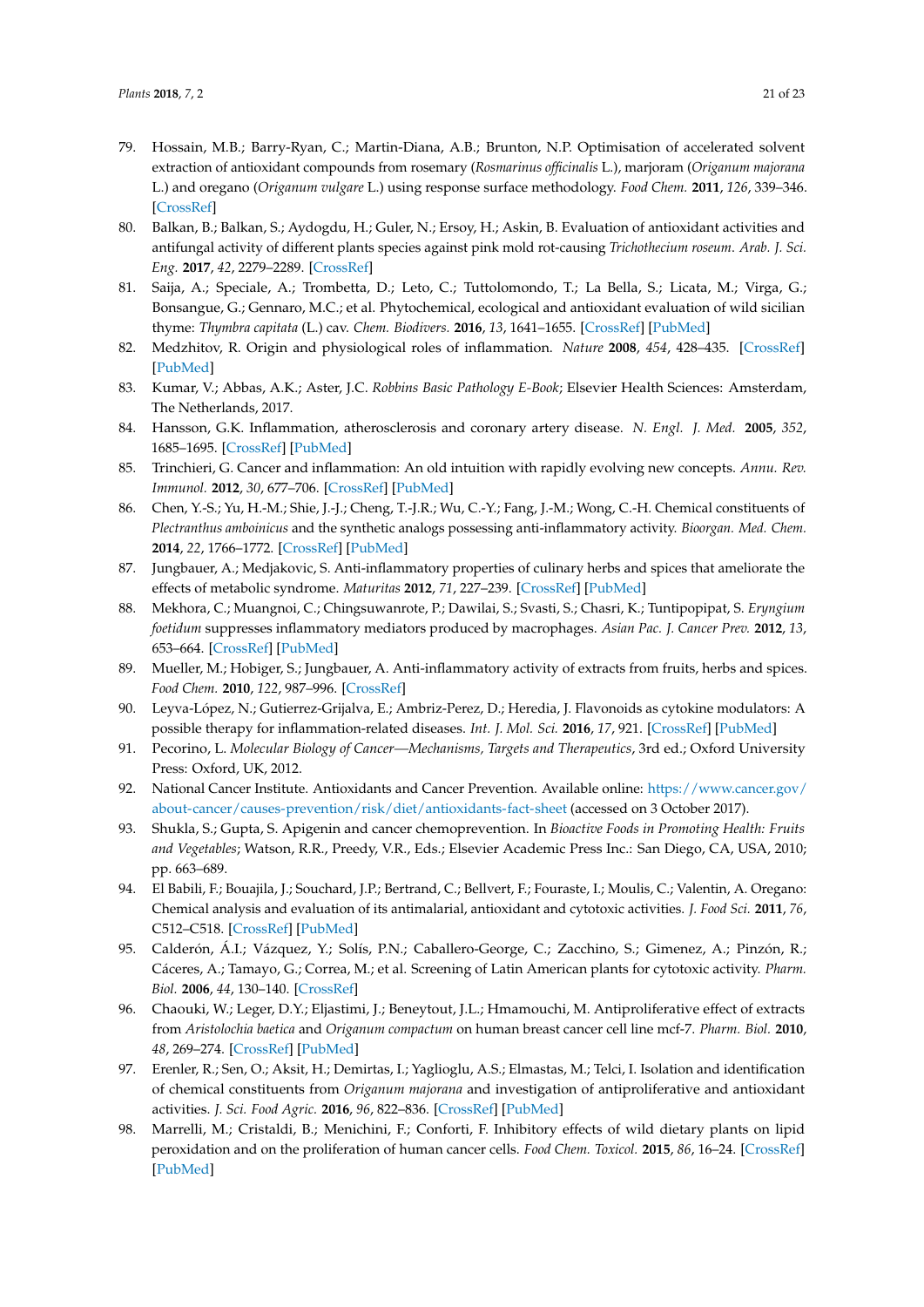79. Hossain, M.B.; Barry-Ryan, C.; Martin-Diana, A.B.; Brunton, N.P. Optimisation of accelerated solvent extraction of antioxidant compounds from rosemary (*Rosmarinus officinalis* L.), marjoram (*Origanum majorana* L.) and oregano (*Origanum vulgare* L.) using response surface methodology. *Food Chem.* **2011**, *126*, 339–346. [CrossRef]
80. Balkan, B.; Balkan, S.; Aydogdu, H.; Guler, N.; Ersoy, H.; Askin, B. Evaluation of antioxidant activities and antifungal activity of different plants species against pink mold rot-causing *Trichothecium roseum*. *Arab. J. Sci. Eng.* **2017**, *42*, 2279–2289. [CrossRef]
81. Saija, A.; Speciale, A.; Trombetta, D.; Leto, C.; Tuttolomondo, T.; La Bella, S.; Licata, M.; Virga, G.; Bonsangue, G.; Gennaro, M.C.; et al. Phytochemical, ecological and antioxidant evaluation of wild sicilian thyme: *Thymbra capitata* (L.) cav. *Chem. Biodivers.* **2016**, *13*, 1641–1655. [CrossRef] [PubMed]
82. Medzhitov, R. Origin and physiological roles of inflammation. *Nature* **2008**, *454*, 428–435. [CrossRef] [PubMed]
83. Kumar, V.; Abbas, A.K.; Aster, J.C. *Robbins Basic Pathology E-Book*; Elsevier Health Sciences: Amsterdam, The Netherlands, 2017.
84. Hansson, G.K. Inflammation, atherosclerosis and coronary artery disease. *N. Engl. J. Med.* **2005**, *352*, 1685–1695. [CrossRef] [PubMed]
85. Trinchieri, G. Cancer and inflammation: An old intuition with rapidly evolving new concepts. *Annu. Rev. Immunol.* **2012**, *30*, 677–706. [CrossRef] [PubMed]
86. Chen, Y.-S.; Yu, H.-M.; Shie, J.-J.; Cheng, T.-J.R.; Wu, C.-Y.; Fang, J.-M.; Wong, C.-H. Chemical constituents of *Plectranthus amboinicus* and the synthetic analogs possessing anti-inflammatory activity. *Bioorgan. Med. Chem.* **2014**, *22*, 1766–1772. [CrossRef] [PubMed]
87. Jungbauer, A.; Medjakovic, S. Anti-inflammatory properties of culinary herbs and spices that ameliorate the effects of metabolic syndrome. *Maturitas* **2012**, *71*, 227–239. [CrossRef] [PubMed]
88. Mekhora, C.; Muangnoi, C.; Chingsuwanrote, P.; Dawilai, S.; Svasti, S.; Chasri, K.; Tuntipopipat, S. *Eryngium foetidum* suppresses inflammatory mediators produced by macrophages. *Asian Pac. J. Cancer Prev.* **2012**, *13*, 653–664. [CrossRef] [PubMed]
89. Mueller, M.; Hobiger, S.; Jungbauer, A. Anti-inflammatory activity of extracts from fruits, herbs and spices. *Food Chem.* **2010**, *122*, 987–996. [CrossRef]
90. Leyva-López, N.; Gutierrez-Grijalva, E.; Ambriz-Perez, D.; Heredia, J. Flavonoids as cytokine modulators: A possible therapy for inflammation-related diseases. *Int. J. Mol. Sci.* **2016**, *17*, 921. [CrossRef] [PubMed]
91. Pecorino, L. *Molecular Biology of Cancer—Mechanisms, Targets and Therapeutics*, 3rd ed.; Oxford University Press: Oxford, UK, 2012.
92. National Cancer Institute. Antioxidants and Cancer Prevention. Available online: https://www.cancer.gov/about-cancer/causes-prevention/risk/diet/antioxidants-fact-sheet (accessed on 3 October 2017).
93. Shukla, S.; Gupta, S. Apigenin and cancer chemoprevention. In *Bioactive Foods in Promoting Health: Fruits and Vegetables*; Watson, R.R., Preedy, V.R., Eds.; Elsevier Academic Press Inc.: San Diego, CA, USA, 2010; pp. 663–689.
94. El Babili, F.; Bouajila, J.; Souchard, J.P.; Bertrand, C.; Bellvert, F.; Fouraste, I.; Moulis, C.; Valentin, A. Oregano: Chemical analysis and evaluation of its antimalarial, antioxidant and cytotoxic activities. *J. Food Sci.* **2011**, *76*, C512–C518. [CrossRef] [PubMed]
95. Calderón, Á.I.; Vázquez, Y.; Solís, P.N.; Caballero-George, C.; Zacchino, S.; Gimenez, A.; Pinzón, R.; Cáceres, A.; Tamayo, G.; Correa, M.; et al. Screening of Latin American plants for cytotoxic activity. *Pharm. Biol.* **2006**, *44*, 130–140. [CrossRef]
96. Chaouki, W.; Leger, D.Y.; Eljastimi, J.; Beneytout, J.L.; Hmamouchi, M. Antiproliferative effect of extracts from *Aristolochia baetica* and *Origanum compactum* on human breast cancer cell line mcf-7. *Pharm. Biol.* **2010**, *48*, 269–274. [CrossRef] [PubMed]
97. Erenler, R.; Sen, O.; Aksit, H.; Demirtas, I.; Yaglioglu, A.S.; Elmastas, M.; Telci, I. Isolation and identification of chemical constituents from *Origanum majorana* and investigation of antiproliferative and antioxidant activities. *J. Sci. Food Agric.* **2016**, *96*, 822–836. [CrossRef] [PubMed]
98. Marrelli, M.; Cristaldi, B.; Menichini, F.; Conforti, F. Inhibitory effects of wild dietary plants on lipid peroxidation and on the proliferation of human cancer cells. *Food Chem. Toxicol.* **2015**, *86*, 16–24. [CrossRef] [PubMed]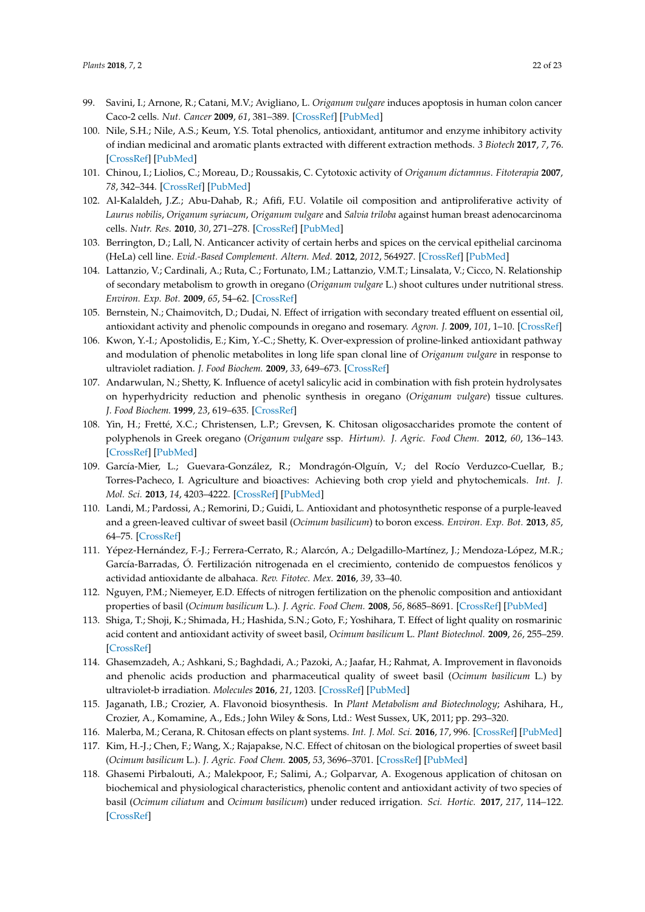99. Savini, I.; Arnone, R.; Catani, M.V.; Avigliano, L. *Origanum vulgare* induces apoptosis in human colon cancer Caco-2 cells. *Nut. Cancer* **2009**, *61*, 381–389. [CrossRef] [PubMed]
100. Nile, S.H.; Nile, A.S.; Keum, Y.S. Total phenolics, antioxidant, antitumor and enzyme inhibitory activity of indian medicinal and aromatic plants extracted with different extraction methods. *3 Biotech* **2017**, *7*, 76. [CrossRef] [PubMed]
101. Chinou, I.; Liolios, C.; Moreau, D.; Roussakis, C. Cytotoxic activity of *Origanum dictamnus*. *Fitoterapia* **2007**, *78*, 342–344. [CrossRef] [PubMed]
102. Al-Kalaldeh, J.Z.; Abu-Dahab, R.; Afifi, F.U. Volatile oil composition and antiproliferative activity of *Laurus nobilis*, *Origanum syriacum*, *Origanum vulgare* and *Salvia triloba* against human breast adenocarcinoma cells. *Nutr. Res.* **2010**, *30*, 271–278. [CrossRef] [PubMed]
103. Berrington, D.; Lall, N. Anticancer activity of certain herbs and spices on the cervical epithelial carcinoma (HeLa) cell line. *Evid.-Based Complement. Altern. Med.* **2012**, *2012*, 564927. [CrossRef] [PubMed]
104. Lattanzio, V.; Cardinali, A.; Ruta, C.; Fortunato, I.M.; Lattanzio, V.M.T.; Linsalata, V.; Cicco, N. Relationship of secondary metabolism to growth in oregano (*Origanum vulgare* L.) shoot cultures under nutritional stress. *Environ. Exp. Bot.* **2009**, *65*, 54–62. [CrossRef]
105. Bernstein, N.; Chaimovitch, D.; Dudai, N. Effect of irrigation with secondary treated effluent on essential oil, antioxidant activity and phenolic compounds in oregano and rosemary. *Agron. J.* **2009**, *101*, 1–10. [CrossRef]
106. Kwon, Y.-I.; Apostolidis, E.; Kim, Y.-C.; Shetty, K. Over-expression of proline-linked antioxidant pathway and modulation of phenolic metabolites in long life span clonal line of *Origanum vulgare* in response to ultraviolet radiation. *J. Food Biochem.* **2009**, *33*, 649–673. [CrossRef]
107. Andarwulan, N.; Shetty, K. Influence of acetyl salicylic acid in combination with fish protein hydrolysates on hyperhydricity reduction and phenolic synthesis in oregano (*Origanum vulgare*) tissue cultures. *J. Food Biochem.* **1999**, *23*, 619–635. [CrossRef]
108. Yin, H.; Fretté, X.C.; Christensen, L.P.; Grevsen, K. Chitosan oligosaccharides promote the content of polyphenols in Greek oregano (*Origanum vulgare* ssp. *Hirtum*). *J. Agric. Food Chem.* **2012**, *60*, 136–143. [CrossRef] [PubMed]
109. García-Mier, L.; Guevara-González, R.; Mondragón-Olguín, V.; del Rocío Verduzco-Cuellar, B.; Torres-Pacheco, I. Agriculture and bioactives: Achieving both crop yield and phytochemicals. *Int. J. Mol. Sci.* **2013**, *14*, 4203–4222. [CrossRef] [PubMed]
110. Landi, M.; Pardossi, A.; Remorini, D.; Guidi, L. Antioxidant and photosynthetic response of a purple-leaved and a green-leaved cultivar of sweet basil (*Ocimum basilicum*) to boron excess. *Environ. Exp. Bot.* **2013**, *85*, 64–75. [CrossRef]
111. Yépez-Hernández, F.-J.; Ferrera-Cerrato, R.; Alarcón, A.; Delgadillo-Martínez, J.; Mendoza-López, M.R.; García-Barradas, Ó. Fertilización nitrogenada en el crecimiento, contenido de compuestos fenólicos y actividad antioxidante de albahaca. *Rev. Fitotec. Mex.* **2016**, *39*, 33–40.
112. Nguyen, P.M.; Niemeyer, E.D. Effects of nitrogen fertilization on the phenolic composition and antioxidant properties of basil (*Ocimum basilicum* L.). *J. Agric. Food Chem.* **2008**, *56*, 8685–8691. [CrossRef] [PubMed]
113. Shiga, T.; Shoji, K.; Shimada, H.; Hashida, S.N.; Goto, F.; Yoshihara, T. Effect of light quality on rosmarinic acid content and antioxidant activity of sweet basil, *Ocimum basilicum* L. *Plant Biotechnol.* **2009**, *26*, 255–259. [CrossRef]
114. Ghasemzadeh, A.; Ashkani, S.; Baghdadi, A.; Pazoki, A.; Jaafar, H.; Rahmat, A. Improvement in flavonoids and phenolic acids production and pharmaceutical quality of sweet basil (*Ocimum basilicum* L.) by ultraviolet-b irradiation. *Molecules* **2016**, *21*, 1203. [CrossRef] [PubMed]
115. Jaganath, I.B.; Crozier, A. Flavonoid biosynthesis. In *Plant Metabolism and Biotechnology*; Ashihara, H., Crozier, A., Komamine, A., Eds.; John Wiley & Sons, Ltd.: West Sussex, UK, 2011; pp. 293–320.
116. Malerba, M.; Cerana, R. Chitosan effects on plant systems. *Int. J. Mol. Sci.* **2016**, *17*, 996. [CrossRef] [PubMed]
117. Kim, H.-J.; Chen, F.; Wang, X.; Rajapakse, N.C. Effect of chitosan on the biological properties of sweet basil (*Ocimum basilicum* L.). *J. Agric. Food Chem.* **2005**, *53*, 3696–3701. [CrossRef] [PubMed]
118. Ghasemi Pirbalouti, A.; Malekpoor, F.; Salimi, A.; Golparvar, A. Exogenous application of chitosan on biochemical and physiological characteristics, phenolic content and antioxidant activity of two species of basil (*Ocimum ciliatum* and *Ocimum basilicum*) under reduced irrigation. *Sci. Hortic.* **2017**, *217*, 114–122. [CrossRef]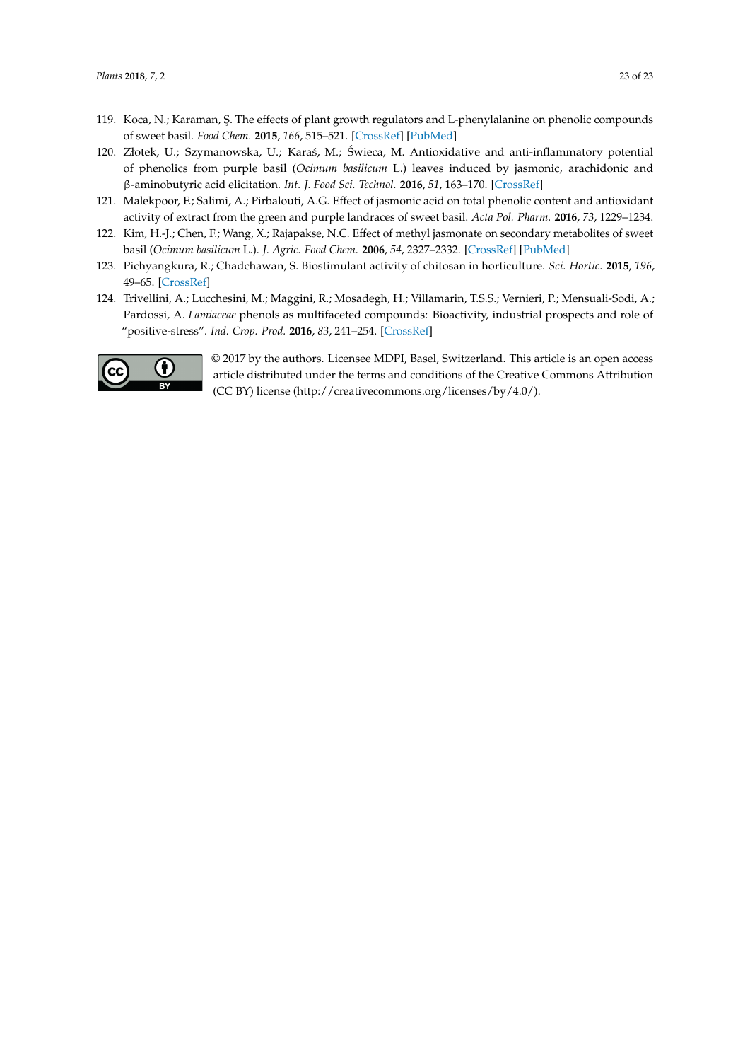119. Koca, N.; Karaman, Ş. The effects of plant growth regulators and L-phenylalanine on phenolic compounds of sweet basil. *Food Chem.* **2015**, *166*, 515–521. [CrossRef] [PubMed]
120. Złotek, U.; Szymanowska, U.; Karaś, M.; Świeca, M. Antioxidative and anti-inflammatory potential of phenolics from purple basil (*Ocimum basilicum* L.) leaves induced by jasmonic, arachidonic and β-aminobutyric acid elicitation. *Int. J. Food Sci. Technol.* **2016**, *51*, 163–170. [CrossRef]
121. Malekpoor, F.; Salimi, A.; Pirbalouti, A.G. Effect of jasmonic acid on total phenolic content and antioxidant activity of extract from the green and purple landraces of sweet basil. *Acta Pol. Pharm.* **2016**, *73*, 1229–1234.
122. Kim, H.-J.; Chen, F.; Wang, X.; Rajapakse, N.C. Effect of methyl jasmonate on secondary metabolites of sweet basil (*Ocimum basilicum* L.). *J. Agric. Food Chem.* **2006**, *54*, 2327–2332. [CrossRef] [PubMed]
123. Pichyangkura, R.; Chadchawan, S. Biostimulant activity of chitosan in horticulture. *Sci. Hortic.* **2015**, *196*, 49–65. [CrossRef]
124. Trivellini, A.; Lucchesini, M.; Maggini, R.; Mosadegh, H.; Villamarin, T.S.S.; Vernieri, P.; Mensuali-Sodi, A.; Pardossi, A. *Lamiaceae* phenols as multifaceted compounds: Bioactivity, industrial prospects and role of "positive-stress". *Ind. Crop. Prod.* **2016**, *83*, 241–254. [CrossRef]

© 2017 by the authors. Licensee MDPI, Basel, Switzerland. This article is an open access article distributed under the terms and conditions of the Creative Commons Attribution (CC BY) license (http://creativecommons.org/licenses/by/4.0/).